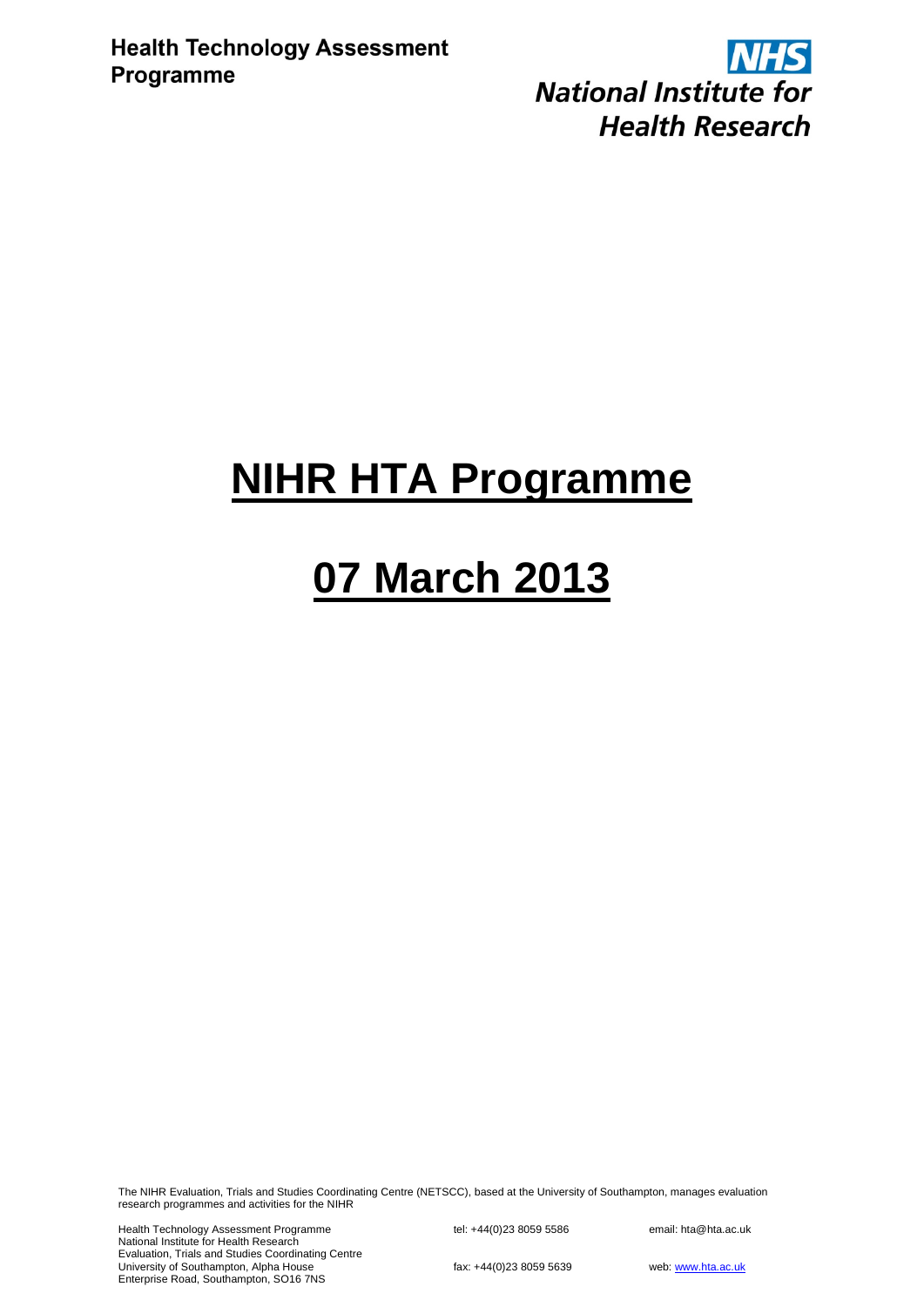**Health Technology Assessment Programme**

**NHS**
**National Institute for Health Research**

# NIHR HTA Programme

# 07 March 2013

The NIHR Evaluation, Trials and Studies Coordinating Centre (NETSCC), based at the University of Southampton, manages evaluation research programmes and activities for the NIHR

Health Technology Assessment Programme
National Institute for Health Research
Evaluation, Trials and Studies Coordinating Centre
University of Southampton, Alpha House
Enterprise Road, Southampton, SO16 7NS

tel: +44(0)23 8059 5586

fax: +44(0)23 8059 5639

email: hta@hta.ac.uk

web: www.hta.ac.uk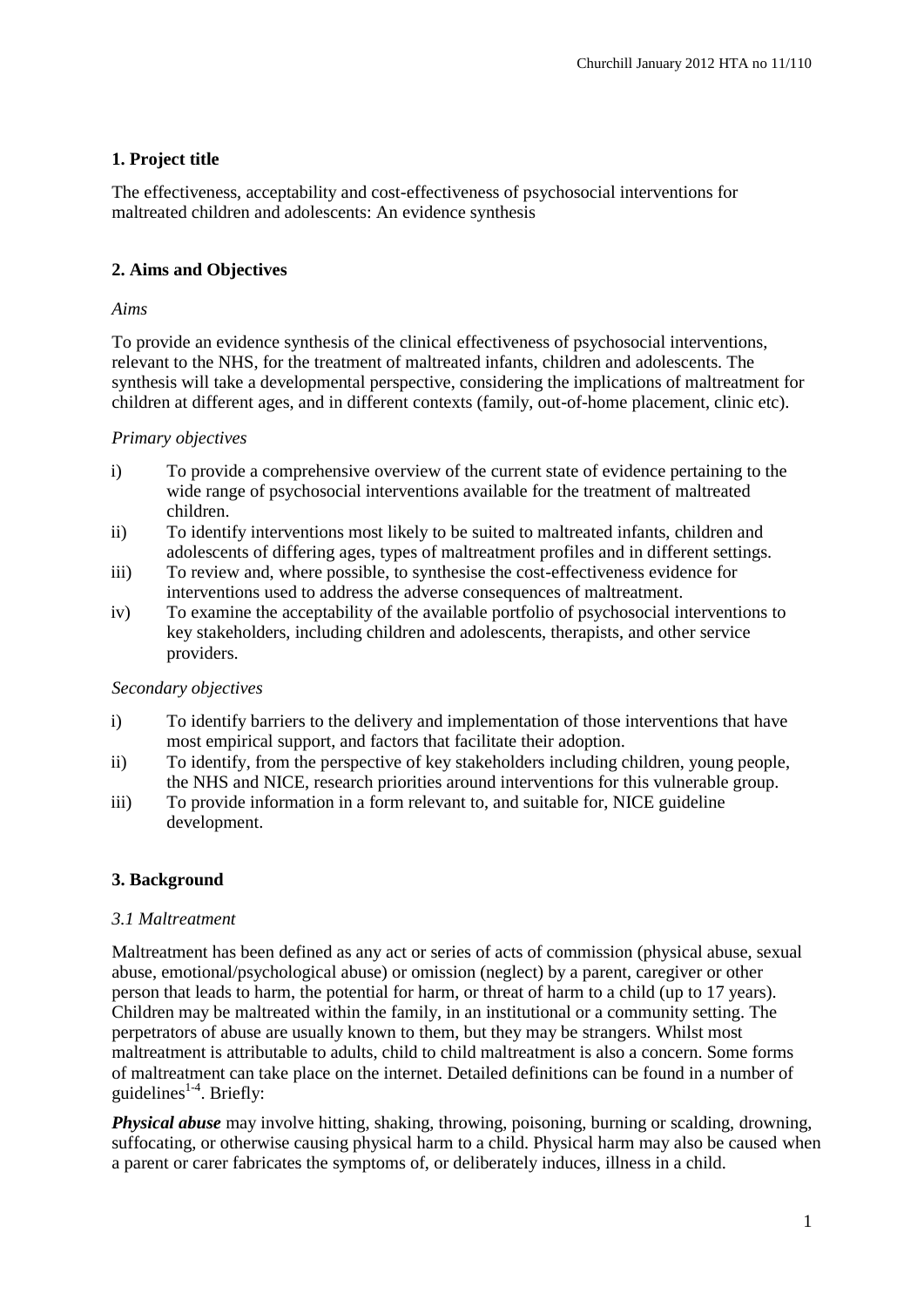## 1. Project title

The effectiveness, acceptability and cost-effectiveness of psychosocial interventions for maltreated children and adolescents: An evidence synthesis

## 2. Aims and Objectives

*Aims*

To provide an evidence synthesis of the clinical effectiveness of psychosocial interventions, relevant to the NHS, for the treatment of maltreated infants, children and adolescents. The synthesis will take a developmental perspective, considering the implications of maltreatment for children at different ages, and in different contexts (family, out-of-home placement, clinic etc).

*Primary objectives*

i) To provide a comprehensive overview of the current state of evidence pertaining to the wide range of psychosocial interventions available for the treatment of maltreated children.
ii) To identify interventions most likely to be suited to maltreated infants, children and adolescents of differing ages, types of maltreatment profiles and in different settings.
iii) To review and, where possible, to synthesise the cost-effectiveness evidence for interventions used to address the adverse consequences of maltreatment.
iv) To examine the acceptability of the available portfolio of psychosocial interventions to key stakeholders, including children and adolescents, therapists, and other service providers.

*Secondary objectives*

i) To identify barriers to the delivery and implementation of those interventions that have most empirical support, and factors that facilitate their adoption.
ii) To identify, from the perspective of key stakeholders including children, young people, the NHS and NICE, research priorities around interventions for this vulnerable group.
iii) To provide information in a form relevant to, and suitable for, NICE guideline development.

## 3. Background

### *3.1 Maltreatment*

Maltreatment has been defined as any act or series of acts of commission (physical abuse, sexual abuse, emotional/psychological abuse) or omission (neglect) by a parent, caregiver or other person that leads to harm, the potential for harm, or threat of harm to a child (up to 17 years). Children may be maltreated within the family, in an institutional or a community setting. The perpetrators of abuse are usually known to them, but they may be strangers. Whilst most maltreatment is attributable to adults, child to child maltreatment is also a concern. Some forms of maltreatment can take place on the internet. Detailed definitions can be found in a number of guidelines[1-4]. Briefly:

***Physical abuse*** may involve hitting, shaking, throwing, poisoning, burning or scalding, drowning, suffocating, or otherwise causing physical harm to a child. Physical harm may also be caused when a parent or carer fabricates the symptoms of, or deliberately induces, illness in a child.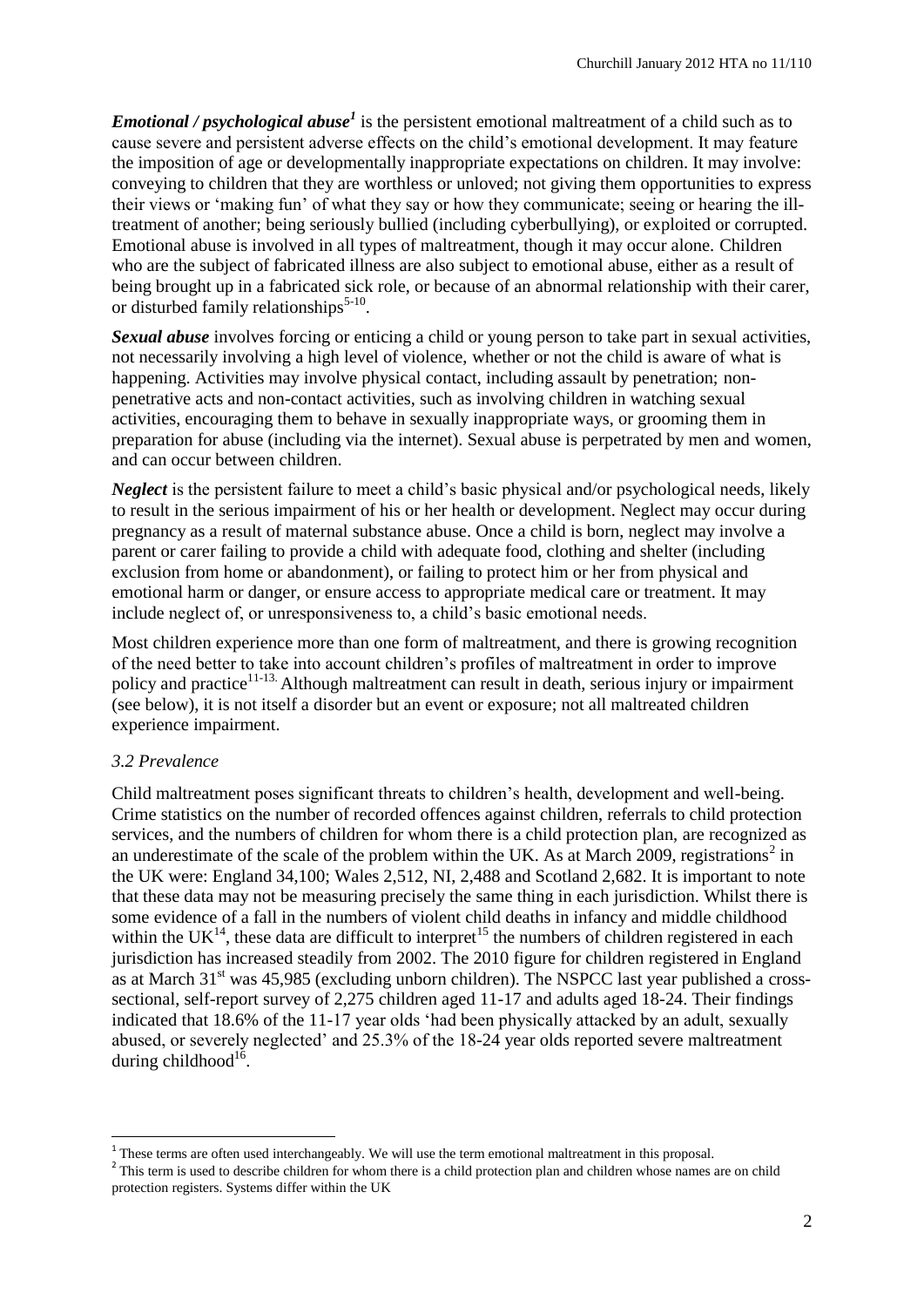***Emotional / psychological abuse***[1] is the persistent emotional maltreatment of a child such as to cause severe and persistent adverse effects on the child's emotional development. It may feature the imposition of age or developmentally inappropriate expectations on children. It may involve: conveying to children that they are worthless or unloved; not giving them opportunities to express their views or 'making fun' of what they say or how they communicate; seeing or hearing the ill-treatment of another; being seriously bullied (including cyberbullying), or exploited or corrupted. Emotional abuse is involved in all types of maltreatment, though it may occur alone. Children who are the subject of fabricated illness are also subject to emotional abuse, either as a result of being brought up in a fabricated sick role, or because of an abnormal relationship with their carer, or disturbed family relationships[5-10].

***Sexual abuse*** involves forcing or enticing a child or young person to take part in sexual activities, not necessarily involving a high level of violence, whether or not the child is aware of what is happening. Activities may involve physical contact, including assault by penetration; non-penetrative acts and non-contact activities, such as involving children in watching sexual activities, encouraging them to behave in sexually inappropriate ways, or grooming them in preparation for abuse (including via the internet). Sexual abuse is perpetrated by men and women, and can occur between children.

***Neglect*** is the persistent failure to meet a child's basic physical and/or psychological needs, likely to result in the serious impairment of his or her health or development. Neglect may occur during pregnancy as a result of maternal substance abuse. Once a child is born, neglect may involve a parent or carer failing to provide a child with adequate food, clothing and shelter (including exclusion from home or abandonment), or failing to protect him or her from physical and emotional harm or danger, or ensure access to appropriate medical care or treatment. It may include neglect of, or unresponsiveness to, a child's basic emotional needs.

Most children experience more than one form of maltreatment, and there is growing recognition of the need better to take into account children's profiles of maltreatment in order to improve policy and practice[11-13]. Although maltreatment can result in death, serious injury or impairment (see below), it is not itself a disorder but an event or exposure; not all maltreated children experience impairment.

### *3.2 Prevalence*

Child maltreatment poses significant threats to children's health, development and well-being. Crime statistics on the number of recorded offences against children, referrals to child protection services, and the numbers of children for whom there is a child protection plan, are recognized as an underestimate of the scale of the problem within the UK. As at March 2009, registrations[2] in the UK were: England 34,100; Wales 2,512, NI, 2,488 and Scotland 2,682. It is important to note that these data may not be measuring precisely the same thing in each jurisdiction. Whilst there is some evidence of a fall in the numbers of violent child deaths in infancy and middle childhood within the UK[14], these data are difficult to interpret[15] the numbers of children registered in each jurisdiction has increased steadily from 2002. The 2010 figure for children registered in England as at March 31st was 45,985 (excluding unborn children). The NSPCC last year published a cross-sectional, self-report survey of 2,275 children aged 11-17 and adults aged 18-24. Their findings indicated that 18.6% of the 11-17 year olds 'had been physically attacked by an adult, sexually abused, or severely neglected' and 25.3% of the 18-24 year olds reported severe maltreatment during childhood[16].

---

[1] These terms are often used interchangeably. We will use the term emotional maltreatment in this proposal.

[2] This term is used to describe children for whom there is a child protection plan and children whose names are on child protection registers. Systems differ within the UK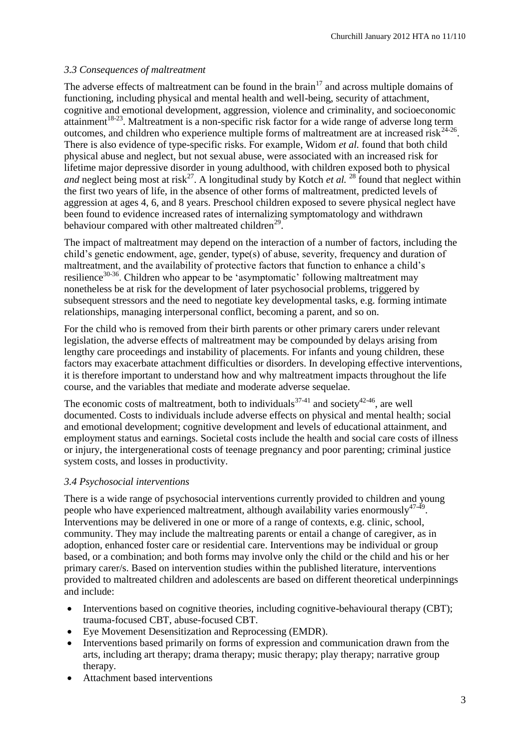### *3.3 Consequences of maltreatment*

The adverse effects of maltreatment can be found in the brain[17] and across multiple domains of functioning, including physical and mental health and well-being, security of attachment, cognitive and emotional development, aggression, violence and criminality, and socioeconomic attainment[18-23]. Maltreatment is a non-specific risk factor for a wide range of adverse long term outcomes, and children who experience multiple forms of maltreatment are at increased risk[24-26]. There is also evidence of type-specific risks. For example, Widom *et al.* found that both child physical abuse and neglect, but not sexual abuse, were associated with an increased risk for lifetime major depressive disorder in young adulthood, with children exposed both to physical *and* neglect being most at risk[27]. A longitudinal study by Kotch *et al.* [28] found that neglect within the first two years of life, in the absence of other forms of maltreatment, predicted levels of aggression at ages 4, 6, and 8 years. Preschool children exposed to severe physical neglect have been found to evidence increased rates of internalizing symptomatology and withdrawn behaviour compared with other maltreated children[29].

The impact of maltreatment may depend on the interaction of a number of factors, including the child's genetic endowment, age, gender, type(s) of abuse, severity, frequency and duration of maltreatment, and the availability of protective factors that function to enhance a child's resilience[30-36]. Children who appear to be 'asymptomatic' following maltreatment may nonetheless be at risk for the development of later psychosocial problems, triggered by subsequent stressors and the need to negotiate key developmental tasks, e.g. forming intimate relationships, managing interpersonal conflict, becoming a parent, and so on.

For the child who is removed from their birth parents or other primary carers under relevant legislation, the adverse effects of maltreatment may be compounded by delays arising from lengthy care proceedings and instability of placements. For infants and young children, these factors may exacerbate attachment difficulties or disorders. In developing effective interventions, it is therefore important to understand how and why maltreatment impacts throughout the life course, and the variables that mediate and moderate adverse sequelae.

The economic costs of maltreatment, both to individuals[37-41] and society[42-46], are well documented. Costs to individuals include adverse effects on physical and mental health; social and emotional development; cognitive development and levels of educational attainment, and employment status and earnings. Societal costs include the health and social care costs of illness or injury, the intergenerational costs of teenage pregnancy and poor parenting; criminal justice system costs, and losses in productivity.

### *3.4 Psychosocial interventions*

There is a wide range of psychosocial interventions currently provided to children and young people who have experienced maltreatment, although availability varies enormously[47-49]. Interventions may be delivered in one or more of a range of contexts, e.g. clinic, school, community. They may include the maltreating parents or entail a change of caregiver, as in adoption, enhanced foster care or residential care. Interventions may be individual or group based, or a combination; and both forms may involve only the child or the child and his or her primary carer/s. Based on intervention studies within the published literature, interventions provided to maltreated children and adolescents are based on different theoretical underpinnings and include:

- Interventions based on cognitive theories, including cognitive-behavioural therapy (CBT); trauma-focused CBT, abuse-focused CBT.
- Eye Movement Desensitization and Reprocessing (EMDR).
- Interventions based primarily on forms of expression and communication drawn from the arts, including art therapy; drama therapy; music therapy; play therapy; narrative group therapy.
- Attachment based interventions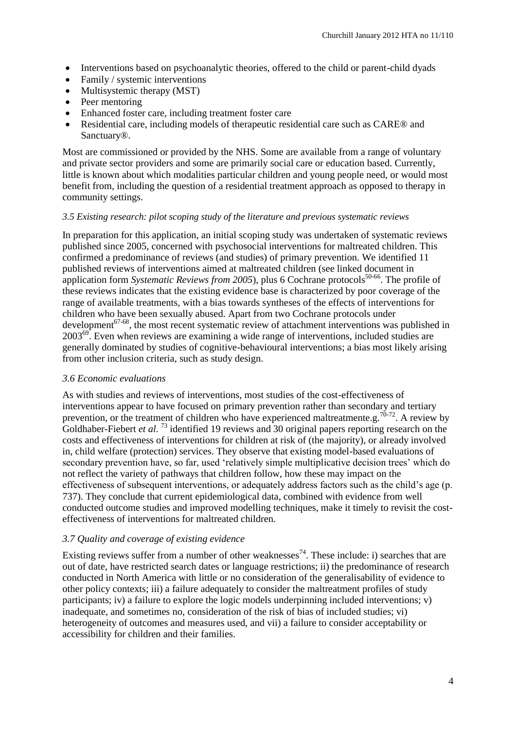- Interventions based on psychoanalytic theories, offered to the child or parent-child dyads
- Family / systemic interventions
- Multisystemic therapy (MST)
- Peer mentoring
- Enhanced foster care, including treatment foster care
- Residential care, including models of therapeutic residential care such as CARE® and Sanctuary®.

Most are commissioned or provided by the NHS. Some are available from a range of voluntary and private sector providers and some are primarily social care or education based. Currently, little is known about which modalities particular children and young people need, or would most benefit from, including the question of a residential treatment approach as opposed to therapy in community settings.

### *3.5 Existing research: pilot scoping study of the literature and previous systematic reviews*

In preparation for this application, an initial scoping study was undertaken of systematic reviews published since 2005, concerned with psychosocial interventions for maltreated children. This confirmed a predominance of reviews (and studies) of primary prevention. We identified 11 published reviews of interventions aimed at maltreated children (see linked document in application form *Systematic Reviews from 2005*), plus 6 Cochrane protocols[50-66]. The profile of these reviews indicates that the existing evidence base is characterized by poor coverage of the range of available treatments, with a bias towards syntheses of the effects of interventions for children who have been sexually abused. Apart from two Cochrane protocols under development[67-68], the most recent systematic review of attachment interventions was published in 2003[69]. Even when reviews are examining a wide range of interventions, included studies are generally dominated by studies of cognitive-behavioural interventions; a bias most likely arising from other inclusion criteria, such as study design.

### *3.6 Economic evaluations*

As with studies and reviews of interventions, most studies of the cost-effectiveness of interventions appear to have focused on primary prevention rather than secondary and tertiary prevention, or the treatment of children who have experienced maltreatmente.g.[70-72]. A review by Goldhaber-Fiebert *et al.* [73] identified 19 reviews and 30 original papers reporting research on the costs and effectiveness of interventions for children at risk of (the majority), or already involved in, child welfare (protection) services. They observe that existing model-based evaluations of secondary prevention have, so far, used 'relatively simple multiplicative decision trees' which do not reflect the variety of pathways that children follow, how these may impact on the effectiveness of subsequent interventions, or adequately address factors such as the child's age (p. 737). They conclude that current epidemiological data, combined with evidence from well conducted outcome studies and improved modelling techniques, make it timely to revisit the cost-effectiveness of interventions for maltreated children.

### *3.7 Quality and coverage of existing evidence*

Existing reviews suffer from a number of other weaknesses[74]. These include: i) searches that are out of date, have restricted search dates or language restrictions; ii) the predominance of research conducted in North America with little or no consideration of the generalisability of evidence to other policy contexts; iii) a failure adequately to consider the maltreatment profiles of study participants; iv) a failure to explore the logic models underpinning included interventions; v) inadequate, and sometimes no, consideration of the risk of bias of included studies; vi) heterogeneity of outcomes and measures used, and vii) a failure to consider acceptability or accessibility for children and their families.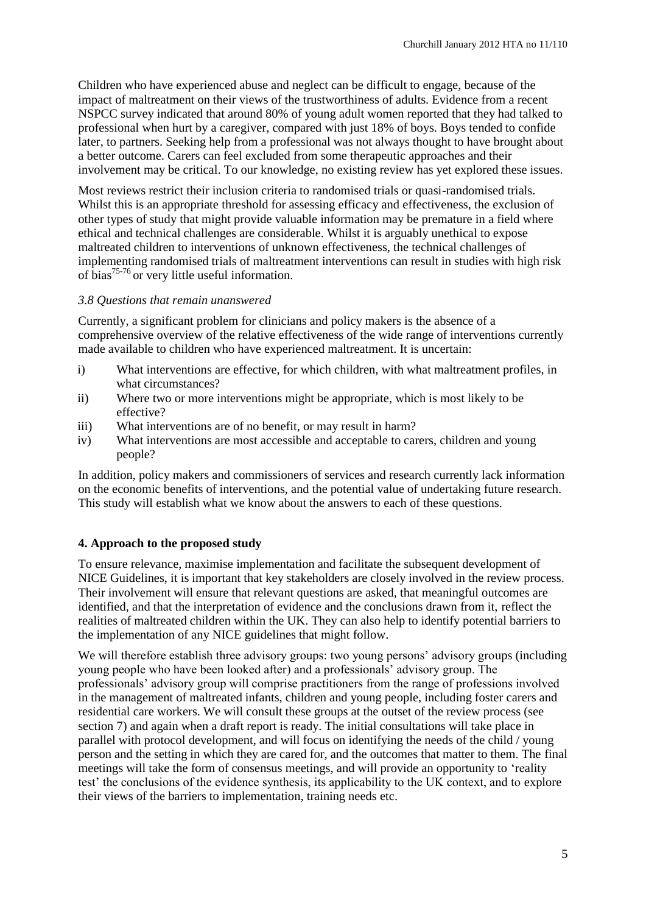Children who have experienced abuse and neglect can be difficult to engage, because of the impact of maltreatment on their views of the trustworthiness of adults. Evidence from a recent NSPCC survey indicated that around 80% of young adult women reported that they had talked to professional when hurt by a caregiver, compared with just 18% of boys. Boys tended to confide later, to partners. Seeking help from a professional was not always thought to have brought about a better outcome. Carers can feel excluded from some therapeutic approaches and their involvement may be critical. To our knowledge, no existing review has yet explored these issues.

Most reviews restrict their inclusion criteria to randomised trials or quasi-randomised trials. Whilst this is an appropriate threshold for assessing efficacy and effectiveness, the exclusion of other types of study that might provide valuable information may be premature in a field where ethical and technical challenges are considerable. Whilst it is arguably unethical to expose maltreated children to interventions of unknown effectiveness, the technical challenges of implementing randomised trials of maltreatment interventions can result in studies with high risk of bias[75-76] or very little useful information.

### *3.8 Questions that remain unanswered*

Currently, a significant problem for clinicians and policy makers is the absence of a comprehensive overview of the relative effectiveness of the wide range of interventions currently made available to children who have experienced maltreatment. It is uncertain:

i) What interventions are effective, for which children, with what maltreatment profiles, in what circumstances?
ii) Where two or more interventions might be appropriate, which is most likely to be effective?
iii) What interventions are of no benefit, or may result in harm?
iv) What interventions are most accessible and acceptable to carers, children and young people?

In addition, policy makers and commissioners of services and research currently lack information on the economic benefits of interventions, and the potential value of undertaking future research. This study will establish what we know about the answers to each of these questions.

## **4. Approach to the proposed study**

To ensure relevance, maximise implementation and facilitate the subsequent development of NICE Guidelines, it is important that key stakeholders are closely involved in the review process. Their involvement will ensure that relevant questions are asked, that meaningful outcomes are identified, and that the interpretation of evidence and the conclusions drawn from it, reflect the realities of maltreated children within the UK. They can also help to identify potential barriers to the implementation of any NICE guidelines that might follow.

We will therefore establish three advisory groups: two young persons' advisory groups (including young people who have been looked after) and a professionals' advisory group. The professionals' advisory group will comprise practitioners from the range of professions involved in the management of maltreated infants, children and young people, including foster carers and residential care workers. We will consult these groups at the outset of the review process (see section 7) and again when a draft report is ready. The initial consultations will take place in parallel with protocol development, and will focus on identifying the needs of the child / young person and the setting in which they are cared for, and the outcomes that matter to them. The final meetings will take the form of consensus meetings, and will provide an opportunity to 'reality test' the conclusions of the evidence synthesis, its applicability to the UK context, and to explore their views of the barriers to implementation, training needs etc.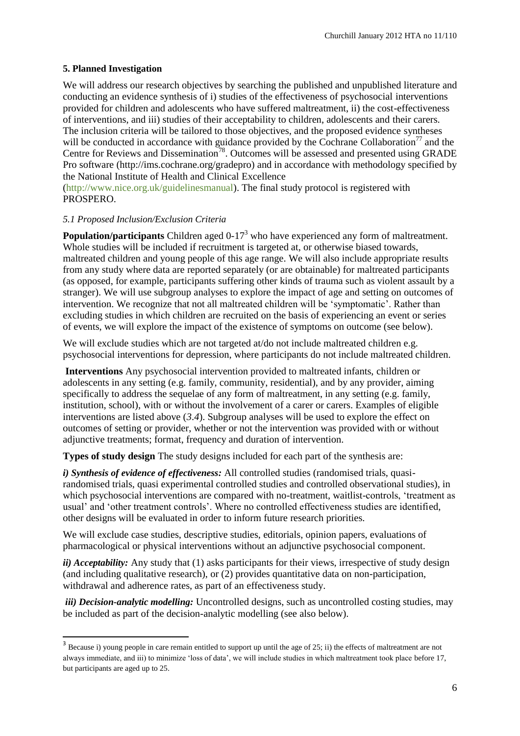## 5. Planned Investigation

We will address our research objectives by searching the published and unpublished literature and conducting an evidence synthesis of i) studies of the effectiveness of psychosocial interventions provided for children and adolescents who have suffered maltreatment, ii) the cost-effectiveness of interventions, and iii) studies of their acceptability to children, adolescents and their carers. The inclusion criteria will be tailored to those objectives, and the proposed evidence syntheses will be conducted in accordance with guidance provided by the Cochrane Collaboration[77] and the Centre for Reviews and Dissemination[78]. Outcomes will be assessed and presented using GRADE Pro software (http://ims.cochrane.org/gradepro) and in accordance with methodology specified by the National Institute of Health and Clinical Excellence (http://www.nice.org.uk/guidelinesmanual). The final study protocol is registered with PROSPERO.

### *5.1 Proposed Inclusion/Exclusion Criteria*

**Population/participants** Children aged 0-17[3] who have experienced any form of maltreatment. Whole studies will be included if recruitment is targeted at, or otherwise biased towards, maltreated children and young people of this age range. We will also include appropriate results from any study where data are reported separately (or are obtainable) for maltreated participants (as opposed, for example, participants suffering other kinds of trauma such as violent assault by a stranger). We will use subgroup analyses to explore the impact of age and setting on outcomes of intervention. We recognize that not all maltreated children will be 'symptomatic'. Rather than excluding studies in which children are recruited on the basis of experiencing an event or series of events, we will explore the impact of the existence of symptoms on outcome (see below).

We will exclude studies which are not targeted at/do not include maltreated children e.g. psychosocial interventions for depression, where participants do not include maltreated children.

**Interventions** Any psychosocial intervention provided to maltreated infants, children or adolescents in any setting (e.g. family, community, residential), and by any provider, aiming specifically to address the sequelae of any form of maltreatment, in any setting (e.g. family, institution, school), with or without the involvement of a carer or carers. Examples of eligible interventions are listed above (*3.4*). Subgroup analyses will be used to explore the effect on outcomes of setting or provider, whether or not the intervention was provided with or without adjunctive treatments; format, frequency and duration of intervention.

**Types of study design** The study designs included for each part of the synthesis are:

***i) Synthesis of evidence of effectiveness:*** All controlled studies (randomised trials, quasi-randomised trials, quasi experimental controlled studies and controlled observational studies), in which psychosocial interventions are compared with no-treatment, waitlist-controls, 'treatment as usual' and 'other treatment controls'. Where no controlled effectiveness studies are identified, other designs will be evaluated in order to inform future research priorities.

We will exclude case studies, descriptive studies, editorials, opinion papers, evaluations of pharmacological or physical interventions without an adjunctive psychosocial component.

***ii) Acceptability:*** Any study that (1) asks participants for their views, irrespective of study design (and including qualitative research), or (2) provides quantitative data on non-participation, withdrawal and adherence rates, as part of an effectiveness study.

***iii) Decision-analytic modelling:*** Uncontrolled designs, such as uncontrolled costing studies, may be included as part of the decision-analytic modelling (see also below).

---

[3] Because i) young people in care remain entitled to support up until the age of 25; ii) the effects of maltreatment are not always immediate, and iii) to minimize 'loss of data', we will include studies in which maltreatment took place before 17, but participants are aged up to 25.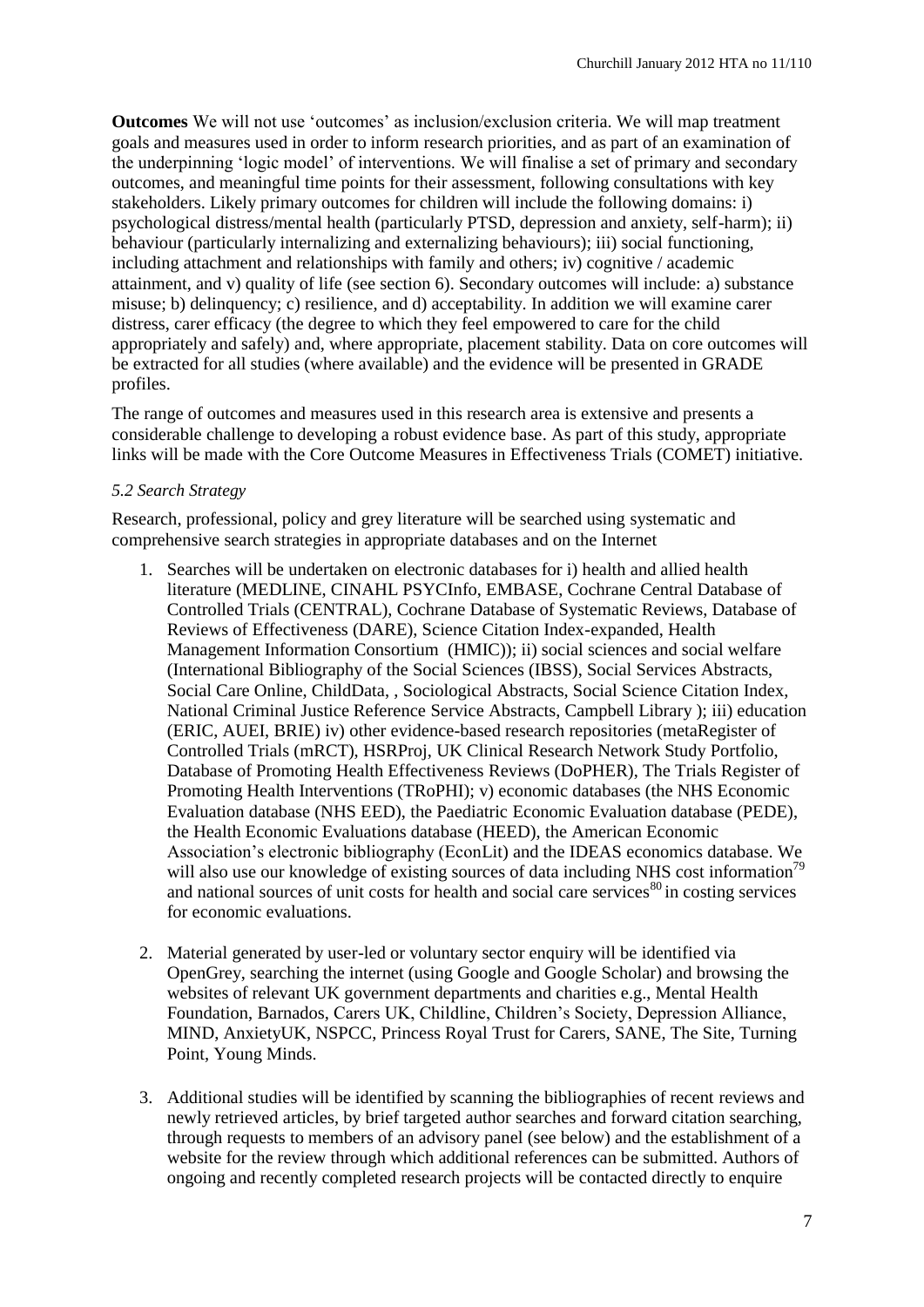**Outcomes** We will not use 'outcomes' as inclusion/exclusion criteria. We will map treatment goals and measures used in order to inform research priorities, and as part of an examination of the underpinning 'logic model' of interventions. We will finalise a set of primary and secondary outcomes, and meaningful time points for their assessment, following consultations with key stakeholders. Likely primary outcomes for children will include the following domains: i) psychological distress/mental health (particularly PTSD, depression and anxiety, self-harm); ii) behaviour (particularly internalizing and externalizing behaviours); iii) social functioning, including attachment and relationships with family and others; iv) cognitive / academic attainment, and v) quality of life (see section 6). Secondary outcomes will include: a) substance misuse; b) delinquency; c) resilience, and d) acceptability. In addition we will examine carer distress, carer efficacy (the degree to which they feel empowered to care for the child appropriately and safely) and, where appropriate, placement stability. Data on core outcomes will be extracted for all studies (where available) and the evidence will be presented in GRADE profiles.

The range of outcomes and measures used in this research area is extensive and presents a considerable challenge to developing a robust evidence base. As part of this study, appropriate links will be made with the Core Outcome Measures in Effectiveness Trials (COMET) initiative.

*5.2 Search Strategy*

Research, professional, policy and grey literature will be searched using systematic and comprehensive search strategies in appropriate databases and on the Internet

1. Searches will be undertaken on electronic databases for i) health and allied health literature (MEDLINE, CINAHL PSYCInfo, EMBASE, Cochrane Central Database of Controlled Trials (CENTRAL), Cochrane Database of Systematic Reviews, Database of Reviews of Effectiveness (DARE), Science Citation Index-expanded, Health Management Information Consortium (HMIC)); ii) social sciences and social welfare (International Bibliography of the Social Sciences (IBSS), Social Services Abstracts, Social Care Online, ChildData, , Sociological Abstracts, Social Science Citation Index, National Criminal Justice Reference Service Abstracts, Campbell Library ); iii) education (ERIC, AUEI, BRIE) iv) other evidence-based research repositories (metaRegister of Controlled Trials (mRCT), HSRProj, UK Clinical Research Network Study Portfolio, Database of Promoting Health Effectiveness Reviews (DoPHER), The Trials Register of Promoting Health Interventions (TRoPHI); v) economic databases (the NHS Economic Evaluation database (NHS EED), the Paediatric Economic Evaluation database (PEDE), the Health Economic Evaluations database (HEED), the American Economic Association's electronic bibliography (EconLit) and the IDEAS economics database. We will also use our knowledge of existing sources of data including NHS cost information[79] and national sources of unit costs for health and social care services[80] in costing services for economic evaluations.

2. Material generated by user-led or voluntary sector enquiry will be identified via OpenGrey, searching the internet (using Google and Google Scholar) and browsing the websites of relevant UK government departments and charities e.g., Mental Health Foundation, Barnados, Carers UK, Childline, Children's Society, Depression Alliance, MIND, AnxietyUK, NSPCC, Princess Royal Trust for Carers, SANE, The Site, Turning Point, Young Minds.

3. Additional studies will be identified by scanning the bibliographies of recent reviews and newly retrieved articles, by brief targeted author searches and forward citation searching, through requests to members of an advisory panel (see below) and the establishment of a website for the review through which additional references can be submitted. Authors of ongoing and recently completed research projects will be contacted directly to enquire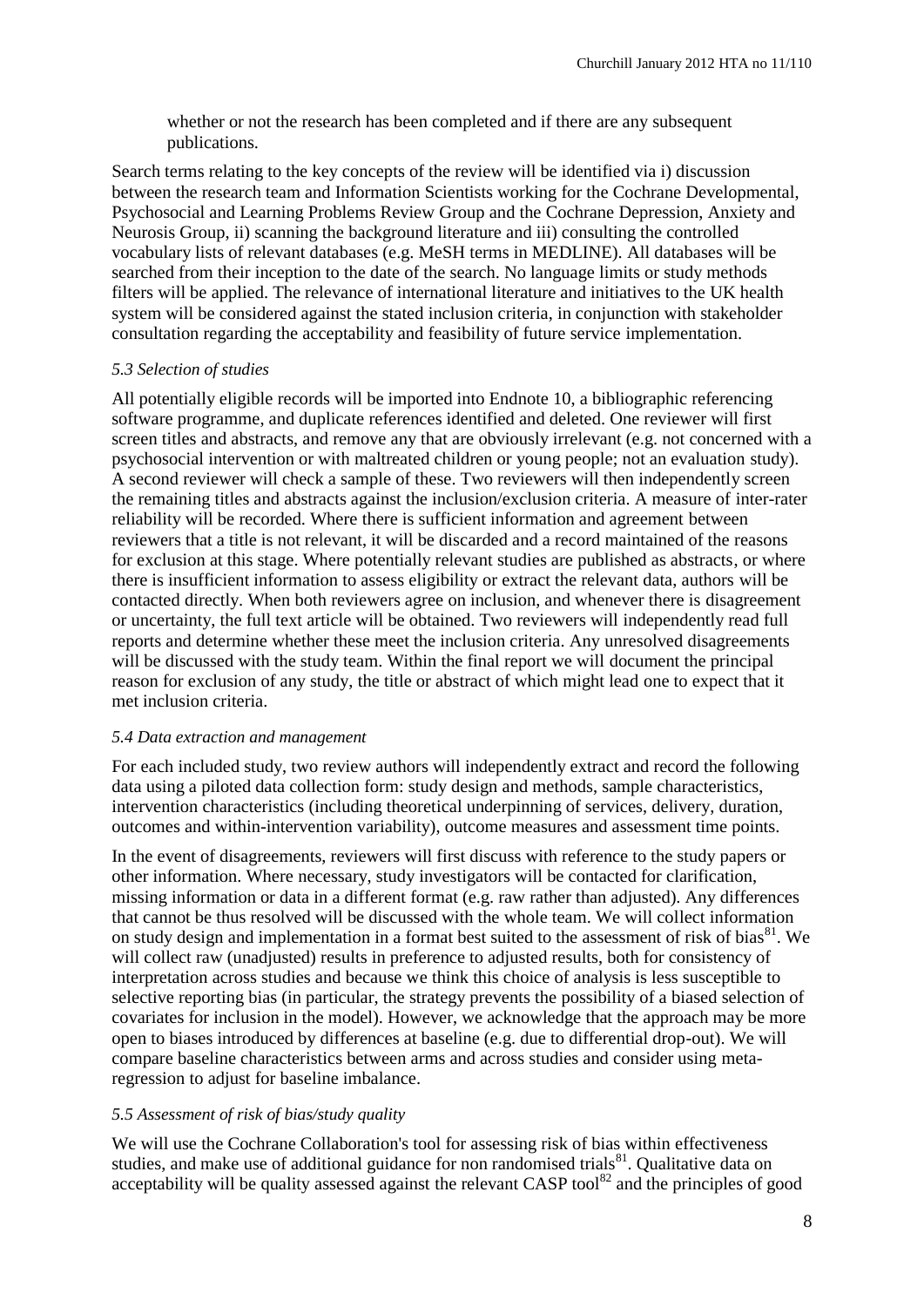whether or not the research has been completed and if there are any subsequent publications.

Search terms relating to the key concepts of the review will be identified via i) discussion between the research team and Information Scientists working for the Cochrane Developmental, Psychosocial and Learning Problems Review Group and the Cochrane Depression, Anxiety and Neurosis Group, ii) scanning the background literature and iii) consulting the controlled vocabulary lists of relevant databases (e.g. MeSH terms in MEDLINE). All databases will be searched from their inception to the date of the search. No language limits or study methods filters will be applied. The relevance of international literature and initiatives to the UK health system will be considered against the stated inclusion criteria, in conjunction with stakeholder consultation regarding the acceptability and feasibility of future service implementation.

### *5.3 Selection of studies*

All potentially eligible records will be imported into Endnote 10, a bibliographic referencing software programme, and duplicate references identified and deleted. One reviewer will first screen titles and abstracts, and remove any that are obviously irrelevant (e.g. not concerned with a psychosocial intervention or with maltreated children or young people; not an evaluation study). A second reviewer will check a sample of these. Two reviewers will then independently screen the remaining titles and abstracts against the inclusion/exclusion criteria. A measure of inter-rater reliability will be recorded. Where there is sufficient information and agreement between reviewers that a title is not relevant, it will be discarded and a record maintained of the reasons for exclusion at this stage. Where potentially relevant studies are published as abstracts, or where there is insufficient information to assess eligibility or extract the relevant data, authors will be contacted directly. When both reviewers agree on inclusion, and whenever there is disagreement or uncertainty, the full text article will be obtained. Two reviewers will independently read full reports and determine whether these meet the inclusion criteria. Any unresolved disagreements will be discussed with the study team. Within the final report we will document the principal reason for exclusion of any study, the title or abstract of which might lead one to expect that it met inclusion criteria.

### *5.4 Data extraction and management*

For each included study, two review authors will independently extract and record the following data using a piloted data collection form: study design and methods, sample characteristics, intervention characteristics (including theoretical underpinning of services, delivery, duration, outcomes and within-intervention variability), outcome measures and assessment time points.

In the event of disagreements, reviewers will first discuss with reference to the study papers or other information. Where necessary, study investigators will be contacted for clarification, missing information or data in a different format (e.g. raw rather than adjusted). Any differences that cannot be thus resolved will be discussed with the whole team. We will collect information on study design and implementation in a format best suited to the assessment of risk of bias[81]. We will collect raw (unadjusted) results in preference to adjusted results, both for consistency of interpretation across studies and because we think this choice of analysis is less susceptible to selective reporting bias (in particular, the strategy prevents the possibility of a biased selection of covariates for inclusion in the model). However, we acknowledge that the approach may be more open to biases introduced by differences at baseline (e.g. due to differential drop-out). We will compare baseline characteristics between arms and across studies and consider using meta-regression to adjust for baseline imbalance.

### *5.5 Assessment of risk of bias/study quality*

We will use the Cochrane Collaboration's tool for assessing risk of bias within effectiveness studies, and make use of additional guidance for non randomised trials[81]. Qualitative data on acceptability will be quality assessed against the relevant CASP tool[82] and the principles of good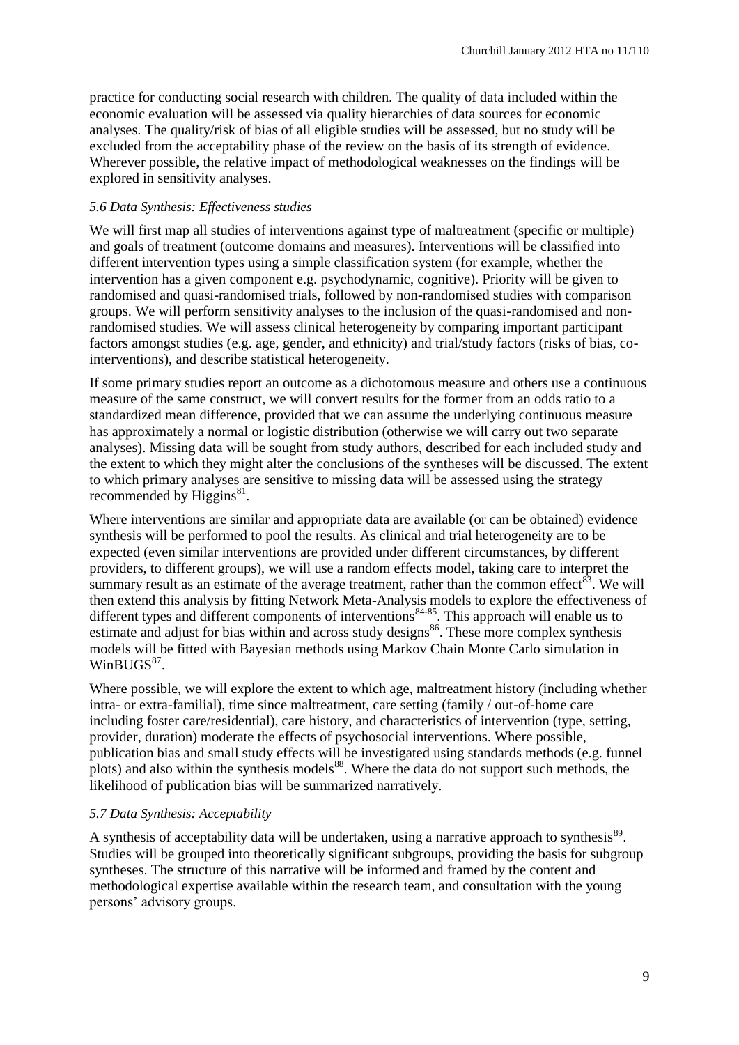practice for conducting social research with children. The quality of data included within the economic evaluation will be assessed via quality hierarchies of data sources for economic analyses. The quality/risk of bias of all eligible studies will be assessed, but no study will be excluded from the acceptability phase of the review on the basis of its strength of evidence. Wherever possible, the relative impact of methodological weaknesses on the findings will be explored in sensitivity analyses.

### *5.6 Data Synthesis: Effectiveness studies*

We will first map all studies of interventions against type of maltreatment (specific or multiple) and goals of treatment (outcome domains and measures). Interventions will be classified into different intervention types using a simple classification system (for example, whether the intervention has a given component e.g. psychodynamic, cognitive). Priority will be given to randomised and quasi-randomised trials, followed by non-randomised studies with comparison groups. We will perform sensitivity analyses to the inclusion of the quasi-randomised and non-randomised studies. We will assess clinical heterogeneity by comparing important participant factors amongst studies (e.g. age, gender, and ethnicity) and trial/study factors (risks of bias, co-interventions), and describe statistical heterogeneity.

If some primary studies report an outcome as a dichotomous measure and others use a continuous measure of the same construct, we will convert results for the former from an odds ratio to a standardized mean difference, provided that we can assume the underlying continuous measure has approximately a normal or logistic distribution (otherwise we will carry out two separate analyses). Missing data will be sought from study authors, described for each included study and the extent to which they might alter the conclusions of the syntheses will be discussed. The extent to which primary analyses are sensitive to missing data will be assessed using the strategy recommended by Higgins[81].

Where interventions are similar and appropriate data are available (or can be obtained) evidence synthesis will be performed to pool the results. As clinical and trial heterogeneity are to be expected (even similar interventions are provided under different circumstances, by different providers, to different groups), we will use a random effects model, taking care to interpret the summary result as an estimate of the average treatment, rather than the common effect[83]. We will then extend this analysis by fitting Network Meta-Analysis models to explore the effectiveness of different types and different components of interventions[84-85]. This approach will enable us to estimate and adjust for bias within and across study designs[86]. These more complex synthesis models will be fitted with Bayesian methods using Markov Chain Monte Carlo simulation in WinBUGS[87].

Where possible, we will explore the extent to which age, maltreatment history (including whether intra- or extra-familial), time since maltreatment, care setting (family / out-of-home care including foster care/residential), care history, and characteristics of intervention (type, setting, provider, duration) moderate the effects of psychosocial interventions. Where possible, publication bias and small study effects will be investigated using standards methods (e.g. funnel plots) and also within the synthesis models[88]. Where the data do not support such methods, the likelihood of publication bias will be summarized narratively.

### *5.7 Data Synthesis: Acceptability*

A synthesis of acceptability data will be undertaken, using a narrative approach to synthesis[89]. Studies will be grouped into theoretically significant subgroups, providing the basis for subgroup syntheses. The structure of this narrative will be informed and framed by the content and methodological expertise available within the research team, and consultation with the young persons' advisory groups.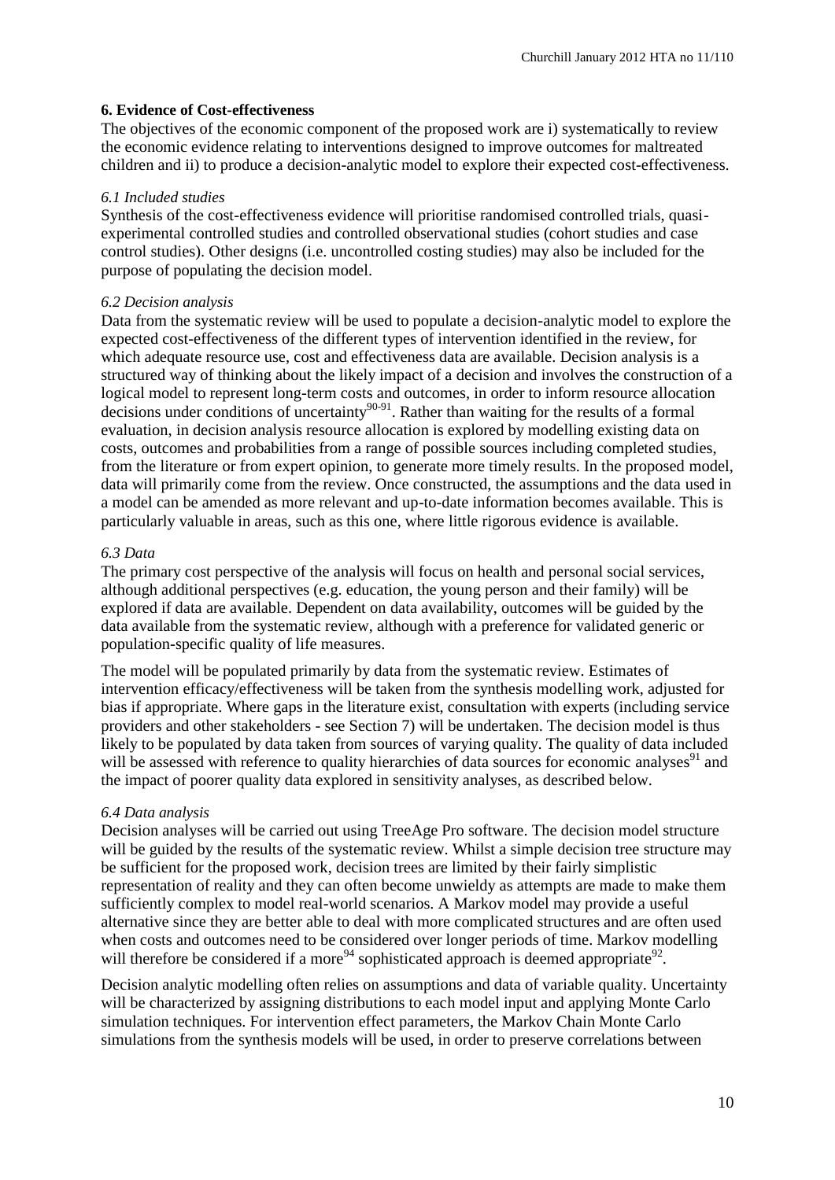**6. Evidence of Cost-effectiveness**

The objectives of the economic component of the proposed work are i) systematically to review the economic evidence relating to interventions designed to improve outcomes for maltreated children and ii) to produce a decision-analytic model to explore their expected cost-effectiveness.

*6.1 Included studies*

Synthesis of the cost-effectiveness evidence will prioritise randomised controlled trials, quasi-experimental controlled studies and controlled observational studies (cohort studies and case control studies). Other designs (i.e. uncontrolled costing studies) may also be included for the purpose of populating the decision model.

*6.2 Decision analysis*

Data from the systematic review will be used to populate a decision-analytic model to explore the expected cost-effectiveness of the different types of intervention identified in the review, for which adequate resource use, cost and effectiveness data are available. Decision analysis is a structured way of thinking about the likely impact of a decision and involves the construction of a logical model to represent long-term costs and outcomes, in order to inform resource allocation decisions under conditions of uncertainty[90-91]. Rather than waiting for the results of a formal evaluation, in decision analysis resource allocation is explored by modelling existing data on costs, outcomes and probabilities from a range of possible sources including completed studies, from the literature or from expert opinion, to generate more timely results. In the proposed model, data will primarily come from the review. Once constructed, the assumptions and the data used in a model can be amended as more relevant and up-to-date information becomes available. This is particularly valuable in areas, such as this one, where little rigorous evidence is available.

*6.3 Data*

The primary cost perspective of the analysis will focus on health and personal social services, although additional perspectives (e.g. education, the young person and their family) will be explored if data are available. Dependent on data availability, outcomes will be guided by the data available from the systematic review, although with a preference for validated generic or population-specific quality of life measures.

The model will be populated primarily by data from the systematic review. Estimates of intervention efficacy/effectiveness will be taken from the synthesis modelling work, adjusted for bias if appropriate. Where gaps in the literature exist, consultation with experts (including service providers and other stakeholders - see Section 7) will be undertaken. The decision model is thus likely to be populated by data taken from sources of varying quality. The quality of data included will be assessed with reference to quality hierarchies of data sources for economic analyses[91] and the impact of poorer quality data explored in sensitivity analyses, as described below.

*6.4 Data analysis*

Decision analyses will be carried out using TreeAge Pro software. The decision model structure will be guided by the results of the systematic review. Whilst a simple decision tree structure may be sufficient for the proposed work, decision trees are limited by their fairly simplistic representation of reality and they can often become unwieldy as attempts are made to make them sufficiently complex to model real-world scenarios. A Markov model may provide a useful alternative since they are better able to deal with more complicated structures and are often used when costs and outcomes need to be considered over longer periods of time. Markov modelling will therefore be considered if a more[94] sophisticated approach is deemed appropriate[92].

Decision analytic modelling often relies on assumptions and data of variable quality. Uncertainty will be characterized by assigning distributions to each model input and applying Monte Carlo simulation techniques. For intervention effect parameters, the Markov Chain Monte Carlo simulations from the synthesis models will be used, in order to preserve correlations between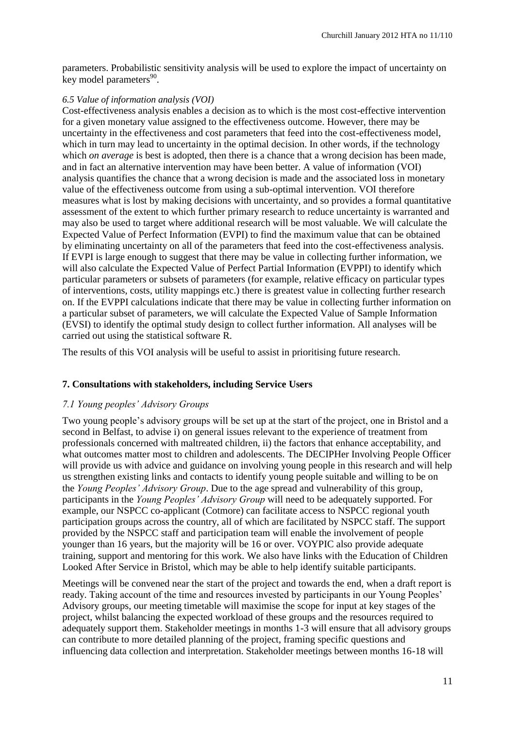parameters. Probabilistic sensitivity analysis will be used to explore the impact of uncertainty on key model parameters[90].

### *6.5 Value of information analysis (VOI)*

Cost-effectiveness analysis enables a decision as to which is the most cost-effective intervention for a given monetary value assigned to the effectiveness outcome. However, there may be uncertainty in the effectiveness and cost parameters that feed into the cost-effectiveness model, which in turn may lead to uncertainty in the optimal decision. In other words, if the technology which *on average* is best is adopted, then there is a chance that a wrong decision has been made, and in fact an alternative intervention may have been better. A value of information (VOI) analysis quantifies the chance that a wrong decision is made and the associated loss in monetary value of the effectiveness outcome from using a sub-optimal intervention. VOI therefore measures what is lost by making decisions with uncertainty, and so provides a formal quantitative assessment of the extent to which further primary research to reduce uncertainty is warranted and may also be used to target where additional research will be most valuable. We will calculate the Expected Value of Perfect Information (EVPI) to find the maximum value that can be obtained by eliminating uncertainty on all of the parameters that feed into the cost-effectiveness analysis. If EVPI is large enough to suggest that there may be value in collecting further information, we will also calculate the Expected Value of Perfect Partial Information (EVPPI) to identify which particular parameters or subsets of parameters (for example, relative efficacy on particular types of interventions, costs, utility mappings etc.) there is greatest value in collecting further research on. If the EVPPI calculations indicate that there may be value in collecting further information on a particular subset of parameters, we will calculate the Expected Value of Sample Information (EVSI) to identify the optimal study design to collect further information. All analyses will be carried out using the statistical software R.

The results of this VOI analysis will be useful to assist in prioritising future research.

## 7. Consultations with stakeholders, including Service Users

### *7.1 Young peoples' Advisory Groups*

Two young people's advisory groups will be set up at the start of the project, one in Bristol and a second in Belfast, to advise i) on general issues relevant to the experience of treatment from professionals concerned with maltreated children, ii) the factors that enhance acceptability, and what outcomes matter most to children and adolescents. The DECIPHer Involving People Officer will provide us with advice and guidance on involving young people in this research and will help us strengthen existing links and contacts to identify young people suitable and willing to be on the *Young Peoples' Advisory Group*. Due to the age spread and vulnerability of this group, participants in the *Young Peoples' Advisory Group* will need to be adequately supported. For example, our NSPCC co-applicant (Cotmore) can facilitate access to NSPCC regional youth participation groups across the country, all of which are facilitated by NSPCC staff. The support provided by the NSPCC staff and participation team will enable the involvement of people younger than 16 years, but the majority will be 16 or over. VOYPIC also provide adequate training, support and mentoring for this work. We also have links with the Education of Children Looked After Service in Bristol, which may be able to help identify suitable participants.

Meetings will be convened near the start of the project and towards the end, when a draft report is ready. Taking account of the time and resources invested by participants in our Young Peoples' Advisory groups, our meeting timetable will maximise the scope for input at key stages of the project, whilst balancing the expected workload of these groups and the resources required to adequately support them. Stakeholder meetings in months 1-3 will ensure that all advisory groups can contribute to more detailed planning of the project, framing specific questions and influencing data collection and interpretation. Stakeholder meetings between months 16-18 will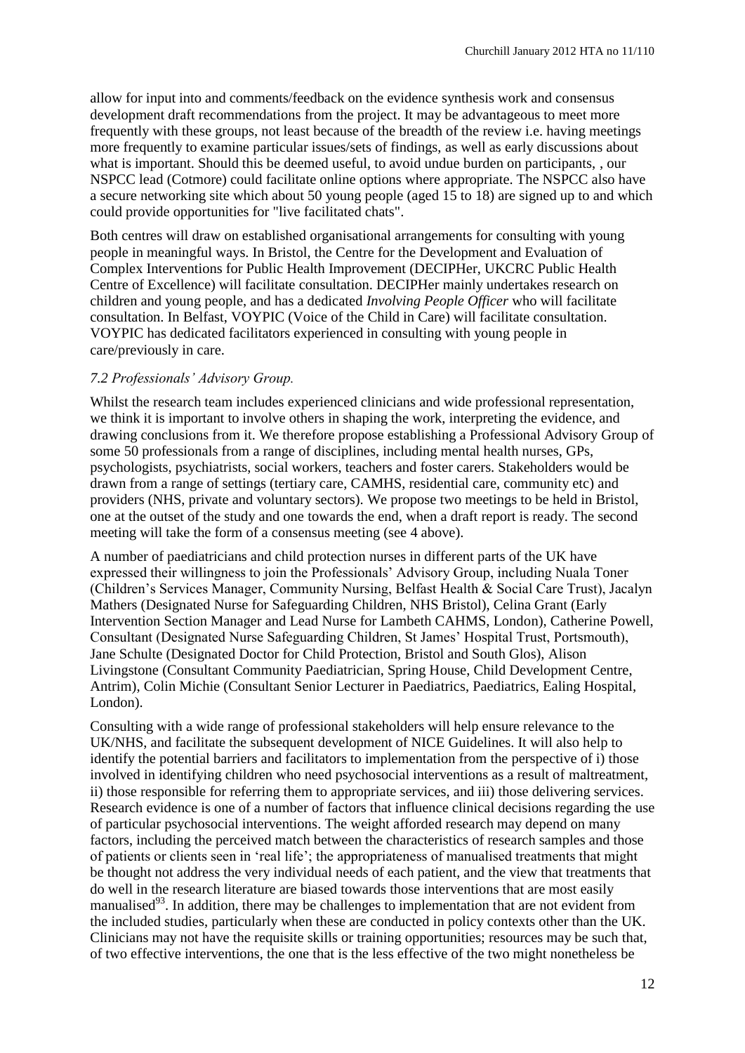allow for input into and comments/feedback on the evidence synthesis work and consensus development draft recommendations from the project. It may be advantageous to meet more frequently with these groups, not least because of the breadth of the review i.e. having meetings more frequently to examine particular issues/sets of findings, as well as early discussions about what is important. Should this be deemed useful, to avoid undue burden on participants, , our NSPCC lead (Cotmore) could facilitate online options where appropriate. The NSPCC also have a secure networking site which about 50 young people (aged 15 to 18) are signed up to and which could provide opportunities for "live facilitated chats".

Both centres will draw on established organisational arrangements for consulting with young people in meaningful ways. In Bristol, the Centre for the Development and Evaluation of Complex Interventions for Public Health Improvement (DECIPHer, UKCRC Public Health Centre of Excellence) will facilitate consultation. DECIPHer mainly undertakes research on children and young people, and has a dedicated *Involving People Officer* who will facilitate consultation. In Belfast, VOYPIC (Voice of the Child in Care) will facilitate consultation. VOYPIC has dedicated facilitators experienced in consulting with young people in care/previously in care.

### *7.2 Professionals' Advisory Group.*

Whilst the research team includes experienced clinicians and wide professional representation, we think it is important to involve others in shaping the work, interpreting the evidence, and drawing conclusions from it. We therefore propose establishing a Professional Advisory Group of some 50 professionals from a range of disciplines, including mental health nurses, GPs, psychologists, psychiatrists, social workers, teachers and foster carers. Stakeholders would be drawn from a range of settings (tertiary care, CAMHS, residential care, community etc) and providers (NHS, private and voluntary sectors). We propose two meetings to be held in Bristol, one at the outset of the study and one towards the end, when a draft report is ready. The second meeting will take the form of a consensus meeting (see 4 above).

A number of paediatricians and child protection nurses in different parts of the UK have expressed their willingness to join the Professionals' Advisory Group, including Nuala Toner (Children's Services Manager, Community Nursing, Belfast Health & Social Care Trust), Jacalyn Mathers (Designated Nurse for Safeguarding Children, NHS Bristol), Celina Grant (Early Intervention Section Manager and Lead Nurse for Lambeth CAHMS, London), Catherine Powell, Consultant (Designated Nurse Safeguarding Children, St James' Hospital Trust, Portsmouth), Jane Schulte (Designated Doctor for Child Protection, Bristol and South Glos), Alison Livingstone (Consultant Community Paediatrician, Spring House, Child Development Centre, Antrim), Colin Michie (Consultant Senior Lecturer in Paediatrics, Paediatrics, Ealing Hospital, London).

Consulting with a wide range of professional stakeholders will help ensure relevance to the UK/NHS, and facilitate the subsequent development of NICE Guidelines. It will also help to identify the potential barriers and facilitators to implementation from the perspective of i) those involved in identifying children who need psychosocial interventions as a result of maltreatment, ii) those responsible for referring them to appropriate services, and iii) those delivering services. Research evidence is one of a number of factors that influence clinical decisions regarding the use of particular psychosocial interventions. The weight afforded research may depend on many factors, including the perceived match between the characteristics of research samples and those of patients or clients seen in 'real life'; the appropriateness of manualised treatments that might be thought not address the very individual needs of each patient, and the view that treatments that do well in the research literature are biased towards those interventions that are most easily manualised[93]. In addition, there may be challenges to implementation that are not evident from the included studies, particularly when these are conducted in policy contexts other than the UK. Clinicians may not have the requisite skills or training opportunities; resources may be such that, of two effective interventions, the one that is the less effective of the two might nonetheless be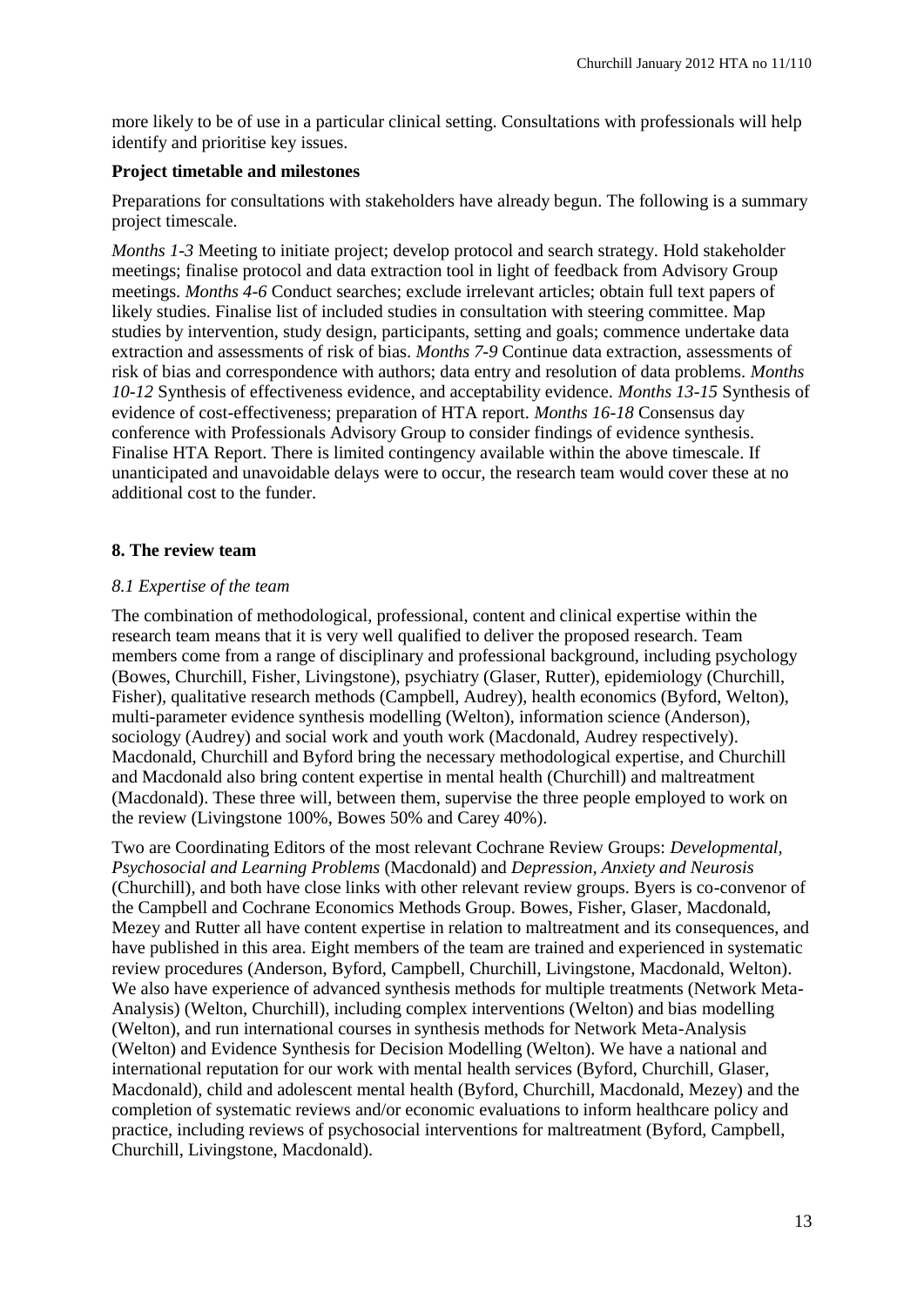more likely to be of use in a particular clinical setting. Consultations with professionals will help identify and prioritise key issues.

**Project timetable and milestones**

Preparations for consultations with stakeholders have already begun. The following is a summary project timescale.

*Months 1-3* Meeting to initiate project; develop protocol and search strategy. Hold stakeholder meetings; finalise protocol and data extraction tool in light of feedback from Advisory Group meetings. *Months 4-6* Conduct searches; exclude irrelevant articles; obtain full text papers of likely studies. Finalise list of included studies in consultation with steering committee. Map studies by intervention, study design, participants, setting and goals; commence undertake data extraction and assessments of risk of bias. *Months 7-9* Continue data extraction, assessments of risk of bias and correspondence with authors; data entry and resolution of data problems. *Months 10-12* Synthesis of effectiveness evidence, and acceptability evidence. *Months 13-15* Synthesis of evidence of cost-effectiveness; preparation of HTA report. *Months 16-18* Consensus day conference with Professionals Advisory Group to consider findings of evidence synthesis. Finalise HTA Report. There is limited contingency available within the above timescale. If unanticipated and unavoidable delays were to occur, the research team would cover these at no additional cost to the funder.

## 8. The review team

### *8.1 Expertise of the team*

The combination of methodological, professional, content and clinical expertise within the research team means that it is very well qualified to deliver the proposed research. Team members come from a range of disciplinary and professional background, including psychology (Bowes, Churchill, Fisher, Livingstone), psychiatry (Glaser, Rutter), epidemiology (Churchill, Fisher), qualitative research methods (Campbell, Audrey), health economics (Byford, Welton), multi-parameter evidence synthesis modelling (Welton), information science (Anderson), sociology (Audrey) and social work and youth work (Macdonald, Audrey respectively). Macdonald, Churchill and Byford bring the necessary methodological expertise, and Churchill and Macdonald also bring content expertise in mental health (Churchill) and maltreatment (Macdonald). These three will, between them, supervise the three people employed to work on the review (Livingstone 100%, Bowes 50% and Carey 40%).

Two are Coordinating Editors of the most relevant Cochrane Review Groups: *Developmental, Psychosocial and Learning Problems* (Macdonald) and *Depression, Anxiety and Neurosis* (Churchill), and both have close links with other relevant review groups. Byers is co-convenor of the Campbell and Cochrane Economics Methods Group. Bowes, Fisher, Glaser, Macdonald, Mezey and Rutter all have content expertise in relation to maltreatment and its consequences, and have published in this area. Eight members of the team are trained and experienced in systematic review procedures (Anderson, Byford, Campbell, Churchill, Livingstone, Macdonald, Welton). We also have experience of advanced synthesis methods for multiple treatments (Network Meta-Analysis) (Welton, Churchill), including complex interventions (Welton) and bias modelling (Welton), and run international courses in synthesis methods for Network Meta-Analysis (Welton) and Evidence Synthesis for Decision Modelling (Welton). We have a national and international reputation for our work with mental health services (Byford, Churchill, Glaser, Macdonald), child and adolescent mental health (Byford, Churchill, Macdonald, Mezey) and the completion of systematic reviews and/or economic evaluations to inform healthcare policy and practice, including reviews of psychosocial interventions for maltreatment (Byford, Campbell, Churchill, Livingstone, Macdonald).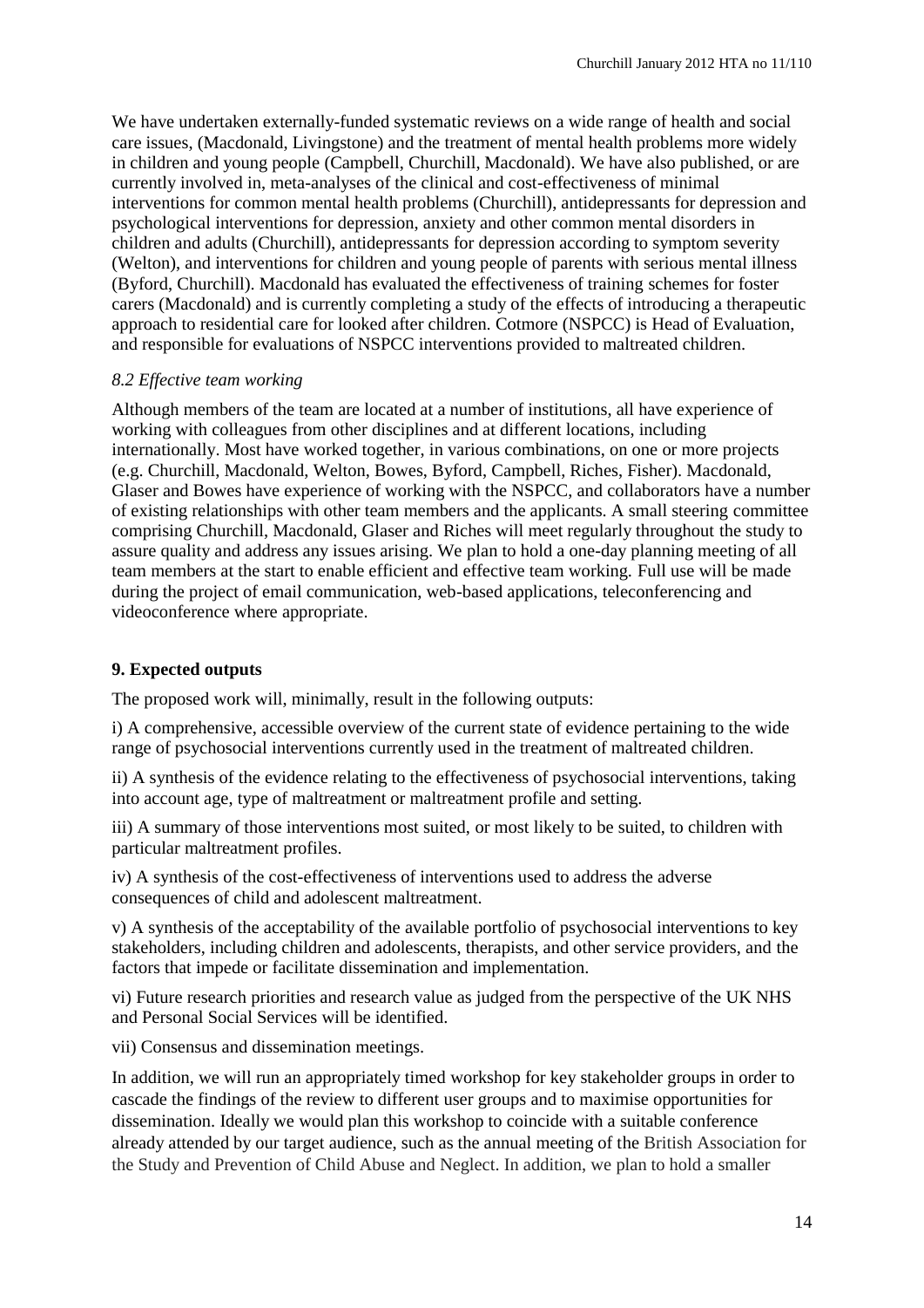We have undertaken externally-funded systematic reviews on a wide range of health and social care issues, (Macdonald, Livingstone) and the treatment of mental health problems more widely in children and young people (Campbell, Churchill, Macdonald). We have also published, or are currently involved in, meta-analyses of the clinical and cost-effectiveness of minimal interventions for common mental health problems (Churchill), antidepressants for depression and psychological interventions for depression, anxiety and other common mental disorders in children and adults (Churchill), antidepressants for depression according to symptom severity (Welton), and interventions for children and young people of parents with serious mental illness (Byford, Churchill). Macdonald has evaluated the effectiveness of training schemes for foster carers (Macdonald) and is currently completing a study of the effects of introducing a therapeutic approach to residential care for looked after children. Cotmore (NSPCC) is Head of Evaluation, and responsible for evaluations of NSPCC interventions provided to maltreated children.

### *8.2 Effective team working*

Although members of the team are located at a number of institutions, all have experience of working with colleagues from other disciplines and at different locations, including internationally. Most have worked together, in various combinations, on one or more projects (e.g. Churchill, Macdonald, Welton, Bowes, Byford, Campbell, Riches, Fisher). Macdonald, Glaser and Bowes have experience of working with the NSPCC, and collaborators have a number of existing relationships with other team members and the applicants. A small steering committee comprising Churchill, Macdonald, Glaser and Riches will meet regularly throughout the study to assure quality and address any issues arising. We plan to hold a one-day planning meeting of all team members at the start to enable efficient and effective team working. Full use will be made during the project of email communication, web-based applications, teleconferencing and videoconference where appropriate.

## **9. Expected outputs**

The proposed work will, minimally, result in the following outputs:

i) A comprehensive, accessible overview of the current state of evidence pertaining to the wide range of psychosocial interventions currently used in the treatment of maltreated children.

ii) A synthesis of the evidence relating to the effectiveness of psychosocial interventions, taking into account age, type of maltreatment or maltreatment profile and setting.

iii) A summary of those interventions most suited, or most likely to be suited, to children with particular maltreatment profiles.

iv) A synthesis of the cost-effectiveness of interventions used to address the adverse consequences of child and adolescent maltreatment.

v) A synthesis of the acceptability of the available portfolio of psychosocial interventions to key stakeholders, including children and adolescents, therapists, and other service providers, and the factors that impede or facilitate dissemination and implementation.

vi) Future research priorities and research value as judged from the perspective of the UK NHS and Personal Social Services will be identified.

vii) Consensus and dissemination meetings.

In addition, we will run an appropriately timed workshop for key stakeholder groups in order to cascade the findings of the review to different user groups and to maximise opportunities for dissemination. Ideally we would plan this workshop to coincide with a suitable conference already attended by our target audience, such as the annual meeting of the British Association for the Study and Prevention of Child Abuse and Neglect. In addition, we plan to hold a smaller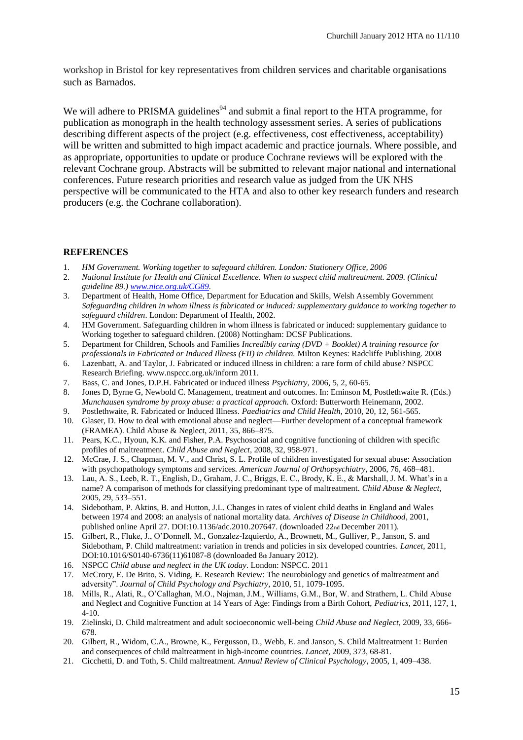workshop in Bristol for key representatives from children services and charitable organisations such as Barnados.

We will adhere to PRISMA guidelines[94] and submit a final report to the HTA programme, for publication as monograph in the health technology assessment series. A series of publications describing different aspects of the project (e.g. effectiveness, cost effectiveness, acceptability) will be written and submitted to high impact academic and practice journals. Where possible, and as appropriate, opportunities to update or produce Cochrane reviews will be explored with the relevant Cochrane group. Abstracts will be submitted to relevant major national and international conferences. Future research priorities and research value as judged from the UK NHS perspective will be communicated to the HTA and also to other key research funders and research producers (e.g. the Cochrane collaboration).

## REFERENCES

1. *HM Government. Working together to safeguard children. London: Stationery Office, 2006*
2. *National Institute for Health and Clinical Excellence. When to suspect child maltreatment. 2009. (Clinical guideline 89.) www.nice.org.uk/CG89.*
3. Department of Health, Home Office, Department for Education and Skills, Welsh Assembly Government *Safeguarding children in whom illness is fabricated or induced: supplementary guidance to working together to safeguard children*. London: Department of Health, 2002.
4. HM Government. Safeguarding children in whom illness is fabricated or induced: supplementary guidance to Working together to safeguard children. (2008) Nottingham: DCSF Publications.
5. Department for Children, Schools and Families *Incredibly caring (DVD + Booklet) A training resource for professionals in Fabricated or Induced Illness (FII) in children.* Milton Keynes: Radcliffe Publishing. 2008
6. Lazenbatt, A. and Taylor, J. Fabricated or induced illness in children: a rare form of child abuse? NSPCC Research Briefing. www.nspccc.org.uk/inform 2011.
7. Bass, C. and Jones, D.P.H. Fabricated or induced illness *Psychiatry*, 2006, 5, 2, 60-65.
8. Jones D, Byrne G, Newbold C. Management, treatment and outcomes. In: Eminson M, Postlethwaite R. (Eds.) *Munchausen syndrome by proxy abuse: a practical approach.* Oxford: Butterworth Heinemann, 2002.
9. Postlethwaite, R. Fabricated or Induced Illness. *Paediatrics and Child Health*, 2010, 20, 12, 561-565.
10. Glaser, D. How to deal with emotional abuse and neglect—Further development of a conceptual framework (FRAMEA). Child Abuse & Neglect, 2011, 35, 866–875.
11. Pears, K.C., Hyoun, K.K. and Fisher, P.A. Psychosocial and cognitive functioning of children with specific profiles of maltreatment. *Child Abuse and Neglect*, 2008, 32, 958-971.
12. McCrae, J. S., Chapman, M. V., and Christ, S. L. Profile of children investigated for sexual abuse: Association with psychopathology symptoms and services. *American Journal of Orthopsychiatry*, 2006, 76, 468–481.
13. Lau, A. S., Leeb, R. T., English, D., Graham, J. C., Briggs, E. C., Brody, K. E., & Marshall, J. M. What's in a name? A comparison of methods for classifying predominant type of maltreatment. *Child Abuse & Neglect*, 2005, 29, 533–551.
14. Sidebotham, P. Aktins, B. and Hutton, J.L. Changes in rates of violent child deaths in England and Wales between 1974 and 2008: an analysis of national mortality data. *Archives of Disease in Childhood*, 2001, published online April 27. DOI:10.1136/adc.2010.207647. (downloaded 22nd December 2011).
15. Gilbert, R., Fluke, J., O'Donnell, M., Gonzalez-Izquierdo, A., Brownett, M., Gulliver, P., Janson, S. and Sidebotham, P. Child maltreatment: variation in trends and policies in six developed countries. *Lancet*, 2011, DOI:10.1016/S0140-6736(11)61087-8 (downloaded 8th January 2012).
16. NSPCC *Child abuse and neglect in the UK today*. London: NSPCC. 2011
17. McCrory, E. De Brito, S. Viding, E. Research Review: The neurobiology and genetics of maltreatment and adversity". *Journal of Child Psychology and Psychiatry*, 2010, 51, 1079-1095.
18. Mills, R., Alati, R., O'Callaghan, M.O., Najman, J.M., Williams, G.M., Bor, W. and Strathern, L. Child Abuse and Neglect and Cognitive Function at 14 Years of Age: Findings from a Birth Cohort, *Pediatrics,* 2011, 127, 1, 4-10.
19. Zielinski, D. Child maltreatment and adult socioeconomic well-being *Child Abuse and Neglect*, 2009, 33, 666-678.
20. Gilbert, R., Widom, C.A., Browne, K., Fergusson, D., Webb, E. and Janson, S. Child Maltreatment 1: Burden and consequences of child maltreatment in high-income countries. *Lancet*, 2009, 373, 68-81.
21. Cicchetti, D. and Toth, S. Child maltreatment. *Annual Review of Clinical Psychology*, 2005, 1, 409–438.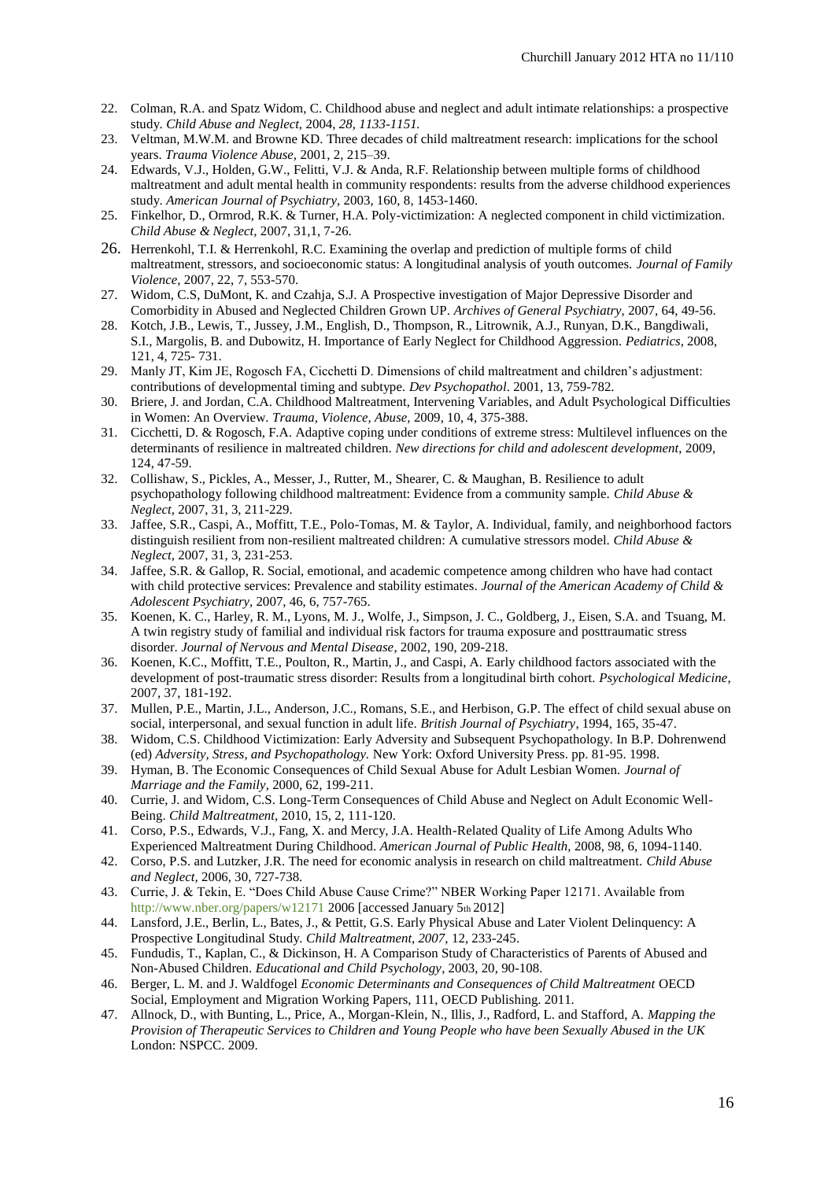22. Colman, R.A. and Spatz Widom, C. Childhood abuse and neglect and adult intimate relationships: a prospective study. *Child Abuse and Neglect,* 2004, *28, 1133-1151.*
23. Veltman, M.W.M. and Browne KD. Three decades of child maltreatment research: implications for the school years. *Trauma Violence Abuse*, 2001, 2, 215–39.
24. Edwards, V.J., Holden, G.W., Felitti, V.J. & Anda, R.F. Relationship between multiple forms of childhood maltreatment and adult mental health in community respondents: results from the adverse childhood experiences study. *American Journal of Psychiatry,* 2003, 160, 8, 1453-1460.
25. Finkelhor, D., Ormrod, R.K. & Turner, H.A. Poly-victimization: A neglected component in child victimization. *Child Abuse & Neglect,* 2007, 31,1, 7-26.
26. Herrenkohl, T.I. & Herrenkohl, R.C. Examining the overlap and prediction of multiple forms of child maltreatment, stressors, and socioeconomic status: A longitudinal analysis of youth outcomes. *Journal of Family Violence,* 2007, 22, 7, 553-570.
27. Widom, C.S, DuMont, K. and Czahja, S.J. A Prospective investigation of Major Depressive Disorder and Comorbidity in Abused and Neglected Children Grown UP. *Archives of General Psychiatry,* 2007, 64, 49-56.
28. Kotch, J.B., Lewis, T., Jussey, J.M., English, D., Thompson, R., Litrownik, A.J., Runyan, D.K., Bangdiwali, S.I., Margolis, B. and Dubowitz, H. Importance of Early Neglect for Childhood Aggression. *Pediatrics*, 2008, 121, 4, 725- 731.
29. Manly JT, Kim JE, Rogosch FA, Cicchetti D. Dimensions of child maltreatment and children's adjustment: contributions of developmental timing and subtype. *Dev Psychopathol*. 2001, 13, 759-782.
30. Briere, J. and Jordan, C.A. Childhood Maltreatment, Intervening Variables, and Adult Psychological Difficulties in Women: An Overview. *Trauma, Violence, Abuse,* 2009, 10, 4, 375-388.
31. Cicchetti, D. & Rogosch, F.A. Adaptive coping under conditions of extreme stress: Multilevel influences on the determinants of resilience in maltreated children. *New directions for child and adolescent development*, 2009, 124, 47-59.
32. Collishaw, S., Pickles, A., Messer, J., Rutter, M., Shearer, C. & Maughan, B. Resilience to adult psychopathology following childhood maltreatment: Evidence from a community sample. *Child Abuse & Neglect,* 2007, 31, 3, 211-229.
33. Jaffee, S.R., Caspi, A., Moffitt, T.E., Polo-Tomas, M. & Taylor, A. Individual, family, and neighborhood factors distinguish resilient from non-resilient maltreated children: A cumulative stressors model. *Child Abuse & Neglect,* 2007, 31, 3, 231-253.
34. Jaffee, S.R. & Gallop, R. Social, emotional, and academic competence among children who have had contact with child protective services: Prevalence and stability estimates. *Journal of the American Academy of Child & Adolescent Psychiatry,* 2007, 46, 6, 757-765.
35. Koenen, K. C., Harley, R. M., Lyons, M. J., Wolfe, J., Simpson, J. C., Goldberg, J., Eisen, S.A. and Tsuang, M. A twin registry study of familial and individual risk factors for trauma exposure and posttraumatic stress disorder. *Journal of Nervous and Mental Disease,* 2002, 190, 209-218.
36. Koenen, K.C., Moffitt, T.E., Poulton, R., Martin, J., and Caspi, A. Early childhood factors associated with the development of post-traumatic stress disorder: Results from a longitudinal birth cohort. *Psychological Medicine,* 2007, 37, 181-192.
37. Mullen, P.E., Martin, J.L., Anderson, J.C., Romans, S.E., and Herbison, G.P. The effect of child sexual abuse on social, interpersonal, and sexual function in adult life. *British Journal of Psychiatry*, 1994, 165, 35-47.
38. Widom, C.S. Childhood Victimization: Early Adversity and Subsequent Psychopathology. In B.P. Dohrenwend (ed) *Adversity, Stress, and Psychopathology.* New York: Oxford University Press. pp. 81-95. 1998.
39. Hyman, B. The Economic Consequences of Child Sexual Abuse for Adult Lesbian Women. *Journal of Marriage and the Family,* 2000, 62, 199-211.
40. Currie, J. and Widom, C.S. Long-Term Consequences of Child Abuse and Neglect on Adult Economic Well-Being. *Child Maltreatment*, 2010, 15, 2, 111-120.
41. Corso, P.S., Edwards, V.J., Fang, X. and Mercy, J.A. Health-Related Quality of Life Among Adults Who Experienced Maltreatment During Childhood. *American Journal of Public Health,* 2008, 98, 6, 1094-1140.
42. Corso, P.S. and Lutzker, J.R. The need for economic analysis in research on child maltreatment. *Child Abuse and Neglect,* 2006, 30, 727-738.
43. Currie, J. & Tekin, E. "Does Child Abuse Cause Crime?" NBER Working Paper 12171. Available from http://www.nber.org/papers/w12171 2006 [accessed January 5th 2012]
44. Lansford, J.E., Berlin, L., Bates, J., & Pettit, G.S. Early Physical Abuse and Later Violent Delinquency: A Prospective Longitudinal Study. *Child Maltreatment, 2007,* 12, 233-245.
45. Fundudis, T., Kaplan, C., & Dickinson, H. A Comparison Study of Characteristics of Parents of Abused and Non-Abused Children. *Educational and Child Psychology*, 2003, 20, 90-108.
46. Berger, L. M. and J. Waldfogel *Economic Determinants and Consequences of Child Maltreatment* OECD Social, Employment and Migration Working Papers, 111, OECD Publishing. 2011.
47. Allnock, D., with Bunting, L., Price, A., Morgan-Klein, N., Illis, J., Radford, L. and Stafford, A. *Mapping the Provision of Therapeutic Services to Children and Young People who have been Sexually Abused in the UK* London: NSPCC. 2009.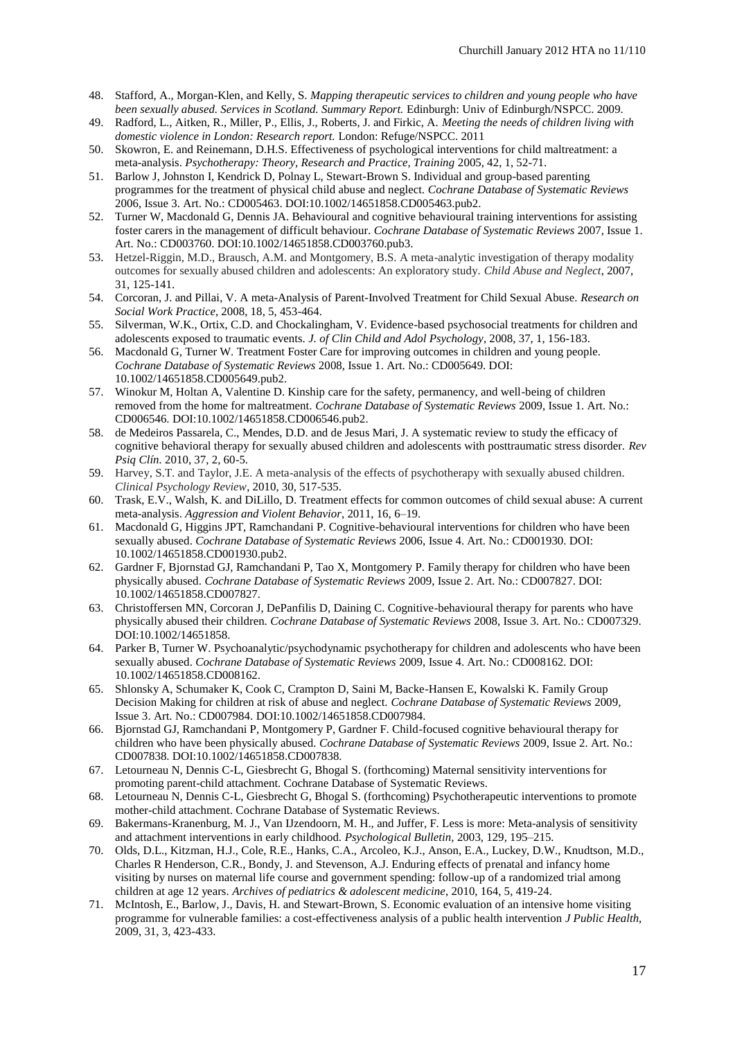48. Stafford, A., Morgan-Klen, and Kelly, S. *Mapping therapeutic services to children and young people who have been sexually abused. Services in Scotland. Summary Report.* Edinburgh: Univ of Edinburgh/NSPCC. 2009.
49. Radford, L., Aitken, R., Miller, P., Ellis, J., Roberts, J. and Firkic, A. *Meeting the needs of children living with domestic violence in London: Research report.* London: Refuge/NSPCC. 2011
50. Skowron, E. and Reinemann, D.H.S. Effectiveness of psychological interventions for child maltreatment: a meta-analysis. *Psychotherapy: Theory, Research and Practice, Training* 2005, 42, 1, 52-71.
51. Barlow J, Johnston I, Kendrick D, Polnay L, Stewart-Brown S. Individual and group-based parenting programmes for the treatment of physical child abuse and neglect. *Cochrane Database of Systematic Reviews* 2006, Issue 3. Art. No.: CD005463. DOI:10.1002/14651858.CD005463.pub2.
52. Turner W, Macdonald G, Dennis JA. Behavioural and cognitive behavioural training interventions for assisting foster carers in the management of difficult behaviour. *Cochrane Database of Systematic Reviews* 2007, Issue 1. Art. No.: CD003760. DOI:10.1002/14651858.CD003760.pub3.
53. Hetzel-Riggin, M.D., Brausch, A.M. and Montgomery, B.S. A meta-analytic investigation of therapy modality outcomes for sexually abused children and adolescents: An exploratory study. *Child Abuse and Neglect*, 2007, 31, 125-141.
54. Corcoran, J. and Pillai, V. A meta-Analysis of Parent-Involved Treatment for Child Sexual Abuse. *Research on Social Work Practice*, 2008, 18, 5, 453-464.
55. Silverman, W.K., Ortix, C.D. and Chockalingham, V. Evidence-based psychosocial treatments for children and adolescents exposed to traumatic events. *J. of Clin Child and Adol Psychology*, 2008, 37, 1, 156-183.
56. Macdonald G, Turner W. Treatment Foster Care for improving outcomes in children and young people. *Cochrane Database of Systematic Reviews* 2008, Issue 1. Art. No.: CD005649. DOI: 10.1002/14651858.CD005649.pub2.
57. Winokur M, Holtan A, Valentine D. Kinship care for the safety, permanency, and well-being of children removed from the home for maltreatment. *Cochrane Database of Systematic Reviews* 2009, Issue 1. Art. No.: CD006546. DOI:10.1002/14651858.CD006546.pub2.
58. de Medeiros Passarela, C., Mendes, D.D. and de Jesus Mari, J. A systematic review to study the efficacy of cognitive behavioral therapy for sexually abused children and adolescents with posttraumatic stress disorder. *Rev Psiq Clín.* 2010, 37, 2, 60-5.
59. Harvey, S.T. and Taylor, J.E. A meta-analysis of the effects of psychotherapy with sexually abused children. *Clinical Psychology Review*, 2010, 30, 517-535.
60. Trask, E.V., Walsh, K. and DiLillo, D. Treatment effects for common outcomes of child sexual abuse: A current meta-analysis. *Aggression and Violent Behavior*, 2011, 16, 6–19.
61. Macdonald G, Higgins JPT, Ramchandani P. Cognitive-behavioural interventions for children who have been sexually abused. *Cochrane Database of Systematic Reviews* 2006, Issue 4. Art. No.: CD001930. DOI: 10.1002/14651858.CD001930.pub2.
62. Gardner F, Bjornstad GJ, Ramchandani P, Tao X, Montgomery P. Family therapy for children who have been physically abused. *Cochrane Database of Systematic Reviews* 2009, Issue 2. Art. No.: CD007827. DOI: 10.1002/14651858.CD007827.
63. Christoffersen MN, Corcoran J, DePanfilis D, Daining C. Cognitive-behavioural therapy for parents who have physically abused their children. *Cochrane Database of Systematic Reviews* 2008, Issue 3. Art. No.: CD007329. DOI:10.1002/14651858.
64. Parker B, Turner W. Psychoanalytic/psychodynamic psychotherapy for children and adolescents who have been sexually abused. *Cochrane Database of Systematic Reviews* 2009, Issue 4. Art. No.: CD008162. DOI: 10.1002/14651858.CD008162.
65. Shlonsky A, Schumaker K, Cook C, Crampton D, Saini M, Backe-Hansen E, Kowalski K. Family Group Decision Making for children at risk of abuse and neglect. *Cochrane Database of Systematic Reviews* 2009, Issue 3. Art. No.: CD007984. DOI:10.1002/14651858.CD007984.
66. Bjornstad GJ, Ramchandani P, Montgomery P, Gardner F. Child-focused cognitive behavioural therapy for children who have been physically abused. *Cochrane Database of Systematic Reviews* 2009, Issue 2. Art. No.: CD007838. DOI:10.1002/14651858.CD007838.
67. Letourneau N, Dennis C-L, Giesbrecht G, Bhogal S. (forthcoming) Maternal sensitivity interventions for promoting parent-child attachment. Cochrane Database of Systematic Reviews.
68. Letourneau N, Dennis C-L, Giesbrecht G, Bhogal S. (forthcoming) Psychotherapeutic interventions to promote mother-child attachment. Cochrane Database of Systematic Reviews.
69. Bakermans-Kranenburg, M. J., Van IJzendoorn, M. H., and Juffer, F. Less is more: Meta-analysis of sensitivity and attachment interventions in early childhood. *Psychological Bulletin*, 2003, 129, 195–215.
70. Olds, D.L., Kitzman, H.J., Cole, R.E., Hanks, C.A., Arcoleo, K.J., Anson, E.A., Luckey, D.W., Knudtson, M.D., Charles R Henderson, C.R., Bondy, J. and Stevenson, A.J. Enduring effects of prenatal and infancy home visiting by nurses on maternal life course and government spending: follow-up of a randomized trial among children at age 12 years. *Archives of pediatrics & adolescent medicine*, 2010, 164, 5, 419-24.
71. McIntosh, E., Barlow, J., Davis, H. and Stewart-Brown, S. Economic evaluation of an intensive home visiting programme for vulnerable families: a cost-effectiveness analysis of a public health intervention *J Public Health*, 2009, 31, 3, 423-433.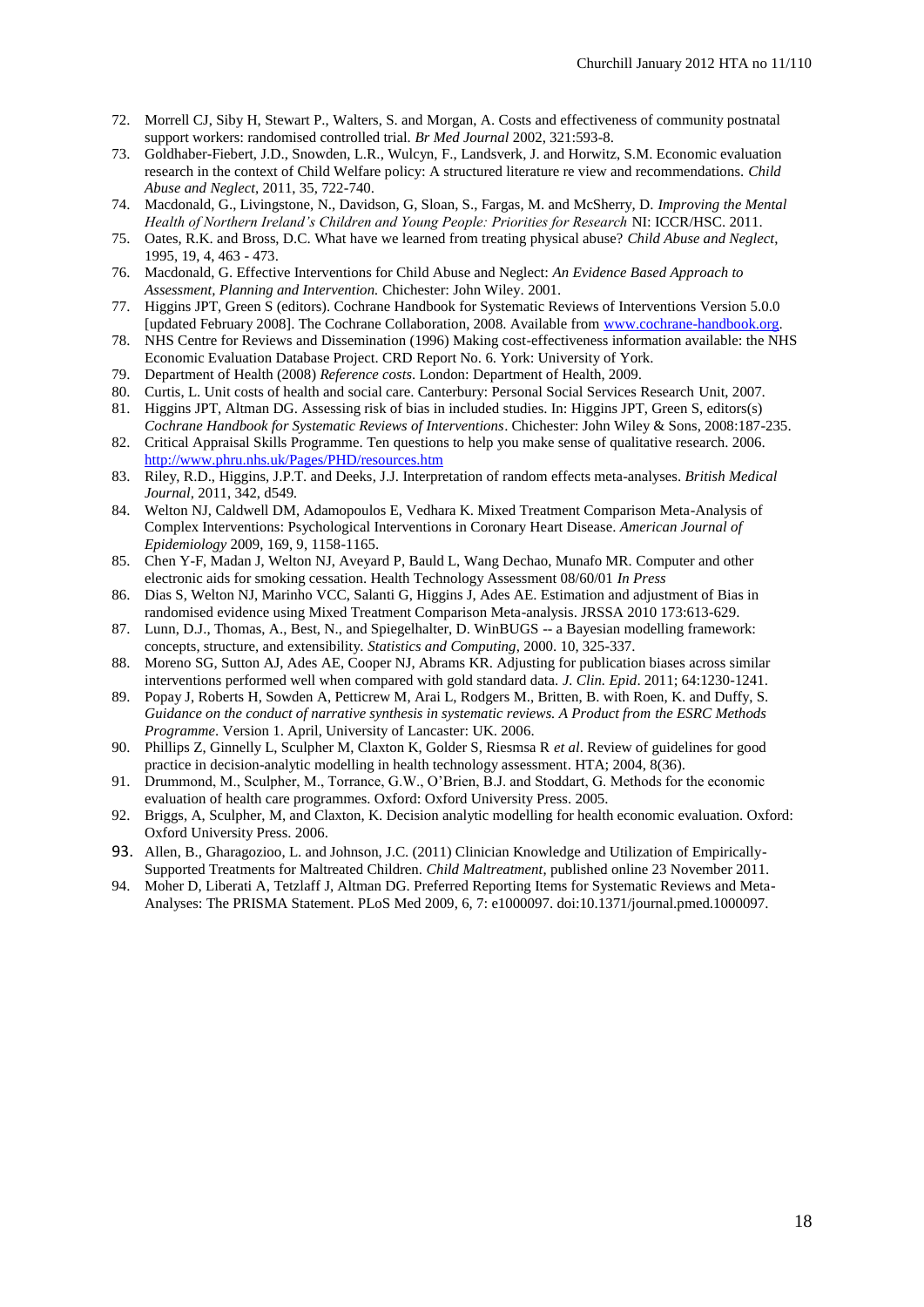72. Morrell CJ, Siby H, Stewart P., Walters, S. and Morgan, A. Costs and effectiveness of community postnatal support workers: randomised controlled trial. *Br Med Journal* 2002, 321:593-8.
73. Goldhaber-Fiebert, J.D., Snowden, L.R., Wulcyn, F., Landsverk, J. and Horwitz, S.M. Economic evaluation research in the context of Child Welfare policy: A structured literature re view and recommendations. *Child Abuse and Neglect*, 2011, 35, 722-740.
74. Macdonald, G., Livingstone, N., Davidson, G, Sloan, S., Fargas, M. and McSherry, D. *Improving the Mental Health of Northern Ireland's Children and Young People: Priorities for Research* NI: ICCR/HSC. 2011.
75. Oates, R.K. and Bross, D.C. What have we learned from treating physical abuse? *Child Abuse and Neglect*, 1995, 19, 4, 463 - 473.
76. Macdonald, G. Effective Interventions for Child Abuse and Neglect: *An Evidence Based Approach to Assessment, Planning and Intervention.* Chichester: John Wiley. 2001.
77. Higgins JPT, Green S (editors). Cochrane Handbook for Systematic Reviews of Interventions Version 5.0.0 [updated February 2008]. The Cochrane Collaboration, 2008. Available from www.cochrane-handbook.org.
78. NHS Centre for Reviews and Dissemination (1996) Making cost-effectiveness information available: the NHS Economic Evaluation Database Project. CRD Report No. 6. York: University of York.
79. Department of Health (2008) *Reference costs*. London: Department of Health, 2009.
80. Curtis, L. Unit costs of health and social care. Canterbury: Personal Social Services Research Unit, 2007.
81. Higgins JPT, Altman DG. Assessing risk of bias in included studies. In: Higgins JPT, Green S, editors(s) *Cochrane Handbook for Systematic Reviews of Interventions*. Chichester: John Wiley & Sons, 2008:187-235.
82. Critical Appraisal Skills Programme. Ten questions to help you make sense of qualitative research. 2006. http://www.phru.nhs.uk/Pages/PHD/resources.htm
83. Riley, R.D., Higgins, J.P.T. and Deeks, J.J. Interpretation of random effects meta-analyses. *British Medical Journal*, 2011, 342, d549.
84. Welton NJ, Caldwell DM, Adamopoulos E, Vedhara K. Mixed Treatment Comparison Meta-Analysis of Complex Interventions: Psychological Interventions in Coronary Heart Disease. *American Journal of Epidemiology* 2009, 169, 9, 1158-1165.
85. Chen Y-F, Madan J, Welton NJ, Aveyard P, Bauld L, Wang Dechao, Munafo MR. Computer and other electronic aids for smoking cessation. Health Technology Assessment 08/60/01 *In Press*
86. Dias S, Welton NJ, Marinho VCC, Salanti G, Higgins J, Ades AE. Estimation and adjustment of Bias in randomised evidence using Mixed Treatment Comparison Meta-analysis. JRSSA 2010 173:613-629.
87. Lunn, D.J., Thomas, A., Best, N., and Spiegelhalter, D. WinBUGS -- a Bayesian modelling framework: concepts, structure, and extensibility. *Statistics and Computing*, 2000. 10, 325-337.
88. Moreno SG, Sutton AJ, Ades AE, Cooper NJ, Abrams KR. Adjusting for publication biases across similar interventions performed well when compared with gold standard data. *J. Clin. Epid*. 2011; 64:1230-1241.
89. Popay J, Roberts H, Sowden A, Petticrew M, Arai L, Rodgers M., Britten, B. with Roen, K. and Duffy, S. *Guidance on the conduct of narrative synthesis in systematic reviews. A Product from the ESRC Methods Programme*. Version 1. April, University of Lancaster: UK. 2006.
90. Phillips Z, Ginnelly L, Sculpher M, Claxton K, Golder S, Riesmsa R *et al*. Review of guidelines for good practice in decision-analytic modelling in health technology assessment. HTA; 2004, 8(36).
91. Drummond, M., Sculpher, M., Torrance, G.W., O'Brien, B.J. and Stoddart, G. Methods for the economic evaluation of health care programmes. Oxford: Oxford University Press. 2005.
92. Briggs, A, Sculpher, M, and Claxton, K. Decision analytic modelling for health economic evaluation. Oxford: Oxford University Press. 2006.
93. Allen, B., Gharagozioo, L. and Johnson, J.C. (2011) Clinician Knowledge and Utilization of Empirically-Supported Treatments for Maltreated Children. *Child Maltreatment*, published online 23 November 2011.
94. Moher D, Liberati A, Tetzlaff J, Altman DG. Preferred Reporting Items for Systematic Reviews and Meta-Analyses: The PRISMA Statement. PLoS Med 2009, 6, 7: e1000097. doi:10.1371/journal.pmed.1000097.